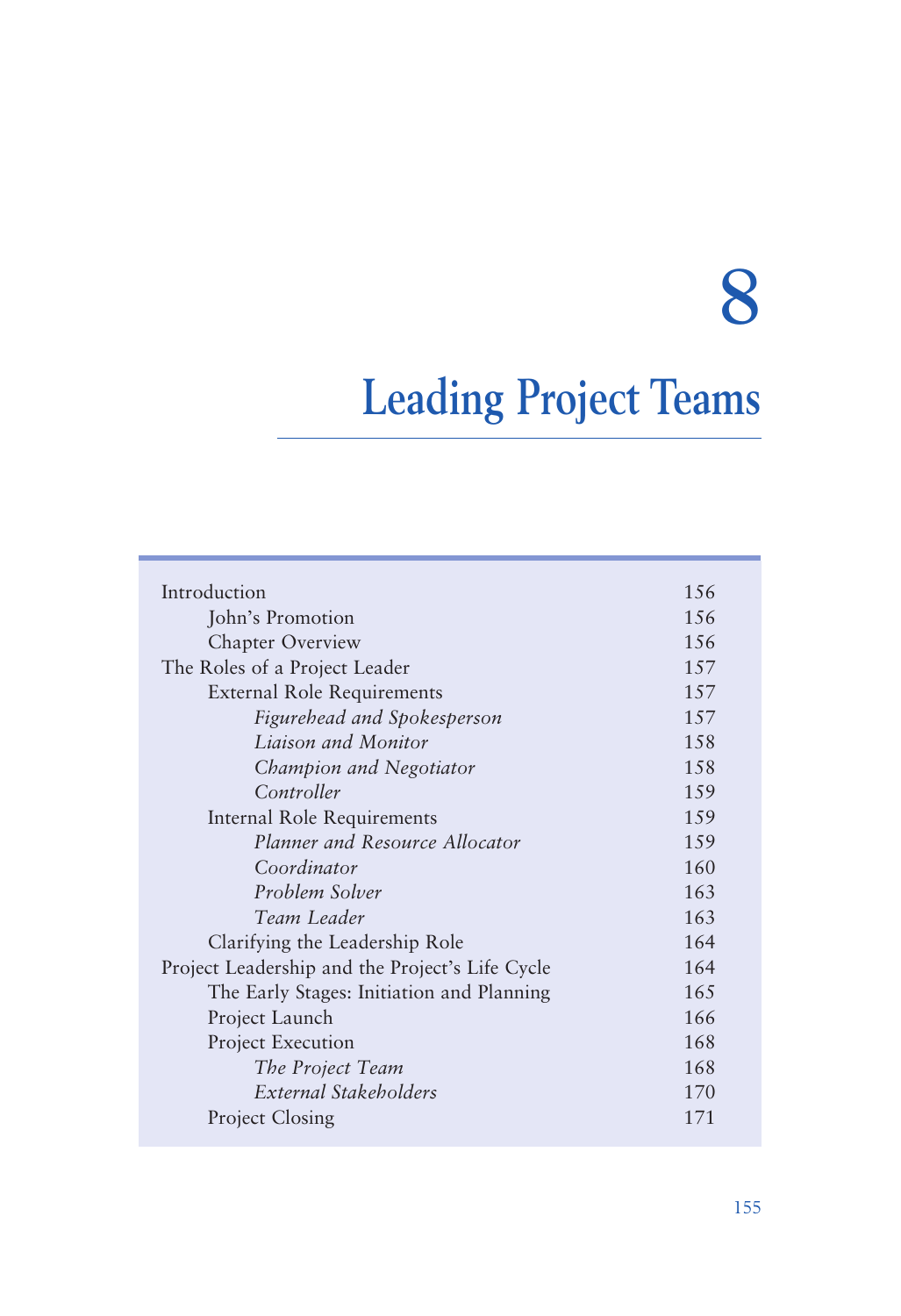# 8

# Leading Project Teams

| | |
|---|---|
| Introduction | 156 |
| John's Promotion | 156 |
| Chapter Overview | 156 |
| The Roles of a Project Leader | 157 |
| External Role Requirements | 157 |
| *Figurehead and Spokesperson* | 157 |
| *Liaison and Monitor* | 158 |
| *Champion and Negotiator* | 158 |
| *Controller* | 159 |
| Internal Role Requirements | 159 |
| *Planner and Resource Allocator* | 159 |
| *Coordinator* | 160 |
| *Problem Solver* | 163 |
| *Team Leader* | 163 |
| Clarifying the Leadership Role | 164 |
| Project Leadership and the Project's Life Cycle | 164 |
| The Early Stages: Initiation and Planning | 165 |
| Project Launch | 166 |
| Project Execution | 168 |
| *The Project Team* | 168 |
| *External Stakeholders* | 170 |
| Project Closing | 171 |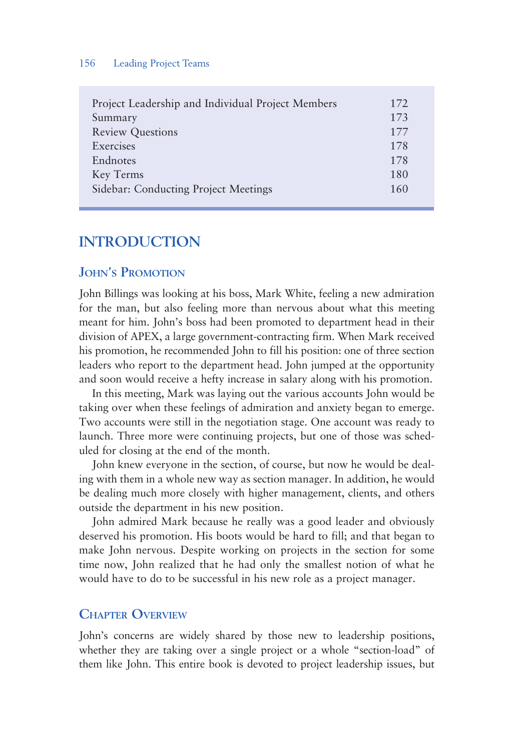| | |
|---|---|
| Project Leadership and Individual Project Members | 172 |
| Summary | 173 |
| Review Questions | 177 |
| Exercises | 178 |
| Endnotes | 178 |
| Key Terms | 180 |
| Sidebar: Conducting Project Meetings | 160 |

# INTRODUCTION

## John's Promotion

John Billings was looking at his boss, Mark White, feeling a new admiration for the man, but also feeling more than nervous about what this meeting meant for him. John's boss had been promoted to department head in their division of APEX, a large government-contracting firm. When Mark received his promotion, he recommended John to fill his position: one of three section leaders who report to the department head. John jumped at the opportunity and soon would receive a hefty increase in salary along with his promotion.

In this meeting, Mark was laying out the various accounts John would be taking over when these feelings of admiration and anxiety began to emerge. Two accounts were still in the negotiation stage. One account was ready to launch. Three more were continuing projects, but one of those was scheduled for closing at the end of the month.

John knew everyone in the section, of course, but now he would be dealing with them in a whole new way as section manager. In addition, he would be dealing much more closely with higher management, clients, and others outside the department in his new position.

John admired Mark because he really was a good leader and obviously deserved his promotion. His boots would be hard to fill; and that began to make John nervous. Despite working on projects in the section for some time now, John realized that he had only the smallest notion of what he would have to do to be successful in his new role as a project manager.

## Chapter Overview

John's concerns are widely shared by those new to leadership positions, whether they are taking over a single project or a whole "section-load" of them like John. This entire book is devoted to project leadership issues, but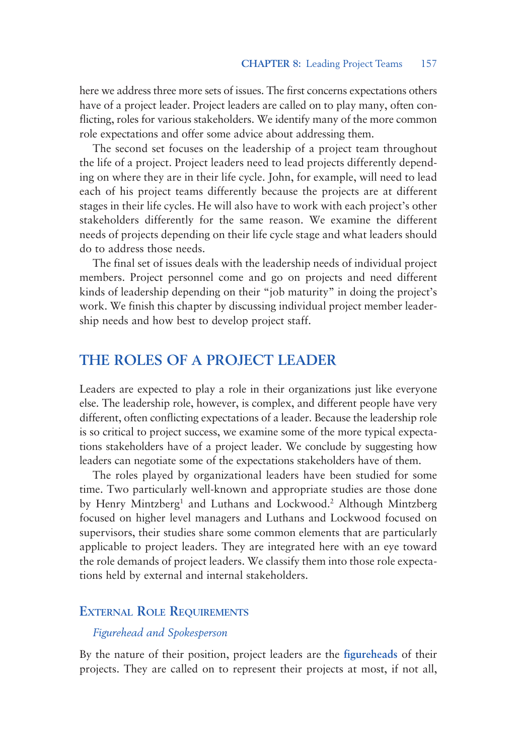here we address three more sets of issues. The first concerns expectations others have of a project leader. Project leaders are called on to play many, often conflicting, roles for various stakeholders. We identify many of the more common role expectations and offer some advice about addressing them.

The second set focuses on the leadership of a project team throughout the life of a project. Project leaders need to lead projects differently depending on where they are in their life cycle. John, for example, will need to lead each of his project teams differently because the projects are at different stages in their life cycles. He will also have to work with each project's other stakeholders differently for the same reason. We examine the different needs of projects depending on their life cycle stage and what leaders should do to address those needs.

The final set of issues deals with the leadership needs of individual project members. Project personnel come and go on projects and need different kinds of leadership depending on their "job maturity" in doing the project's work. We finish this chapter by discussing individual project member leadership needs and how best to develop project staff.

## THE ROLES OF A PROJECT LEADER

Leaders are expected to play a role in their organizations just like everyone else. The leadership role, however, is complex, and different people have very different, often conflicting expectations of a leader. Because the leadership role is so critical to project success, we examine some of the more typical expectations stakeholders have of a project leader. We conclude by suggesting how leaders can negotiate some of the expectations stakeholders have of them.

The roles played by organizational leaders have been studied for some time. Two particularly well-known and appropriate studies are those done by Henry Mintzberg[1] and Luthans and Lockwood.[2] Although Mintzberg focused on higher level managers and Luthans and Lockwood focused on supervisors, their studies share some common elements that are particularly applicable to project leaders. They are integrated here with an eye toward the role demands of project leaders. We classify them into those role expectations held by external and internal stakeholders.

### External Role Requirements

#### *Figurehead and Spokesperson*

By the nature of their position, project leaders are the **figureheads** of their projects. They are called on to represent their projects at most, if not all,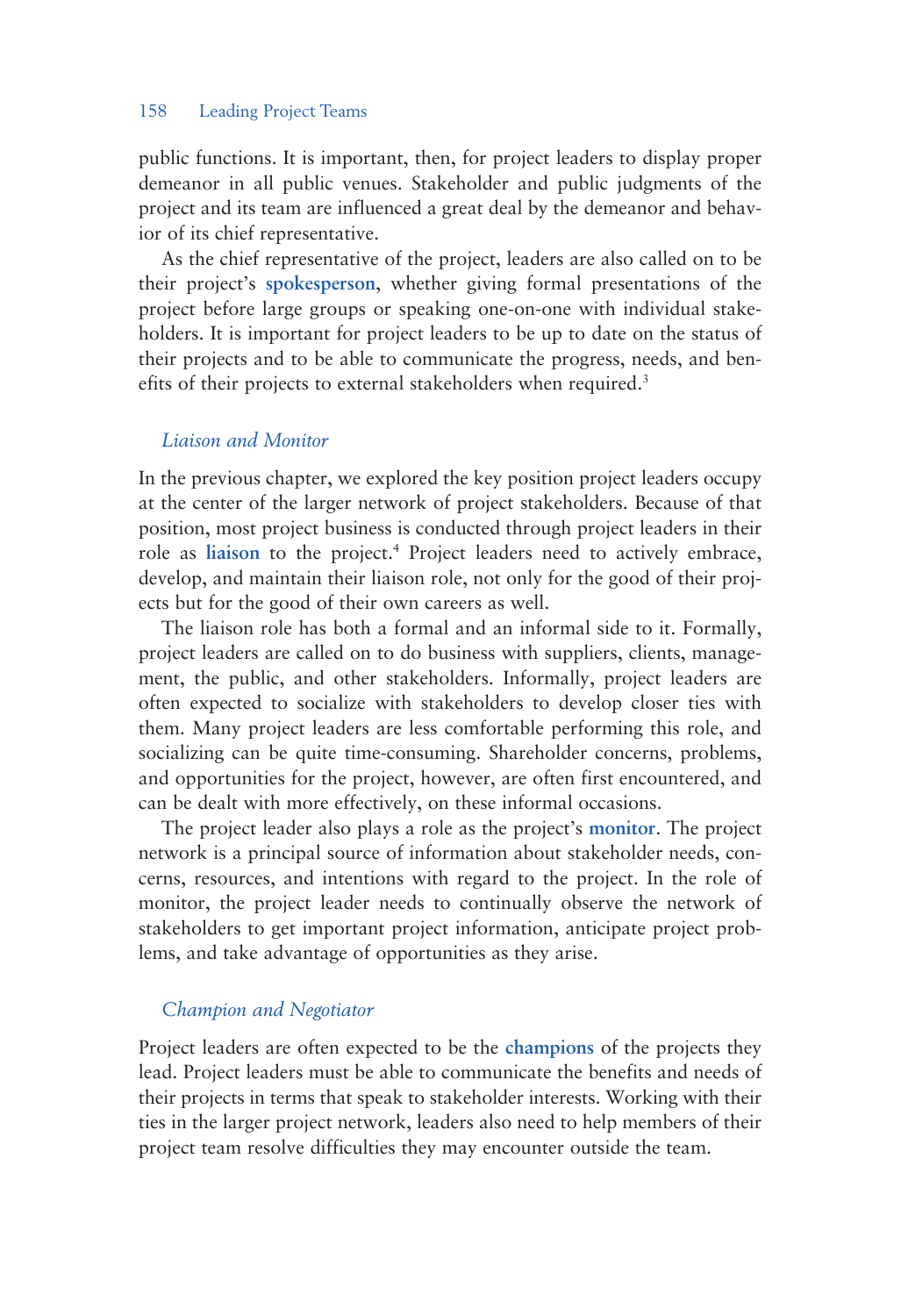public functions. It is important, then, for project leaders to display proper demeanor in all public venues. Stakeholder and public judgments of the project and its team are influenced a great deal by the demeanor and behavior of its chief representative.

As the chief representative of the project, leaders are also called on to be their project's **spokesperson**, whether giving formal presentations of the project before large groups or speaking one-on-one with individual stakeholders. It is important for project leaders to be up to date on the status of their projects and to be able to communicate the progress, needs, and benefits of their projects to external stakeholders when required.[3]

### *Liaison and Monitor*

In the previous chapter, we explored the key position project leaders occupy at the center of the larger network of project stakeholders. Because of that position, most project business is conducted through project leaders in their role as **liaison** to the project.[4] Project leaders need to actively embrace, develop, and maintain their liaison role, not only for the good of their projects but for the good of their own careers as well.

The liaison role has both a formal and an informal side to it. Formally, project leaders are called on to do business with suppliers, clients, management, the public, and other stakeholders. Informally, project leaders are often expected to socialize with stakeholders to develop closer ties with them. Many project leaders are less comfortable performing this role, and socializing can be quite time-consuming. Shareholder concerns, problems, and opportunities for the project, however, are often first encountered, and can be dealt with more effectively, on these informal occasions.

The project leader also plays a role as the project's **monitor**. The project network is a principal source of information about stakeholder needs, concerns, resources, and intentions with regard to the project. In the role of monitor, the project leader needs to continually observe the network of stakeholders to get important project information, anticipate project problems, and take advantage of opportunities as they arise.

### *Champion and Negotiator*

Project leaders are often expected to be the **champions** of the projects they lead. Project leaders must be able to communicate the benefits and needs of their projects in terms that speak to stakeholder interests. Working with their ties in the larger project network, leaders also need to help members of their project team resolve difficulties they may encounter outside the team.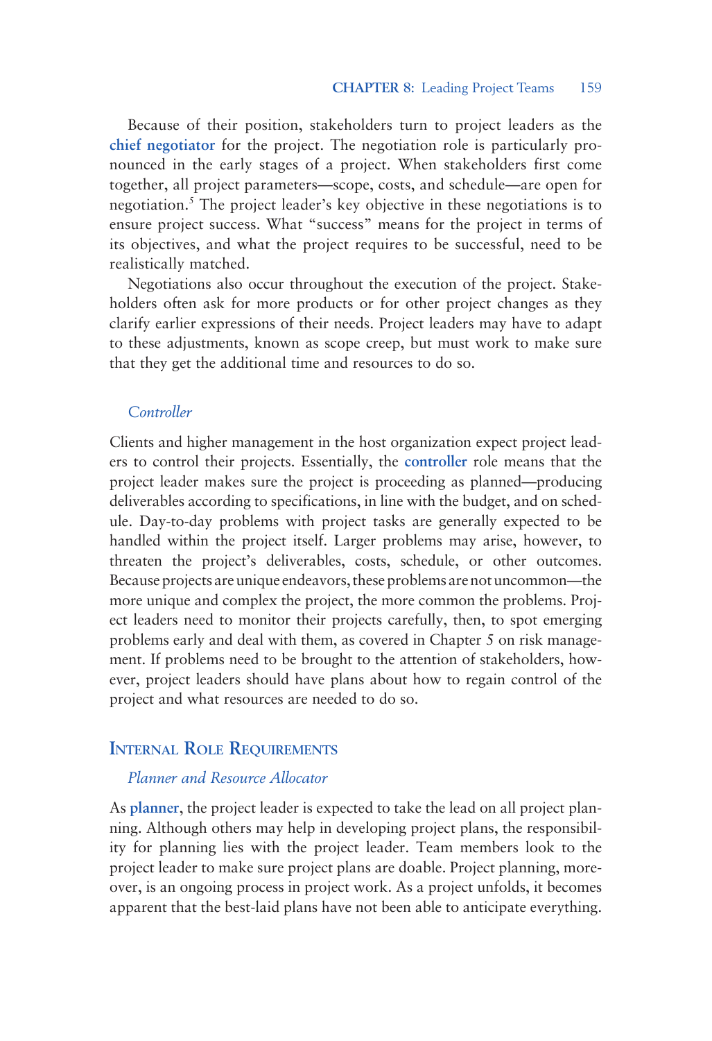Because of their position, stakeholders turn to project leaders as the **chief negotiator** for the project. The negotiation role is particularly pronounced in the early stages of a project. When stakeholders first come together, all project parameters—scope, costs, and schedule—are open for negotiation.[5] The project leader's key objective in these negotiations is to ensure project success. What "success" means for the project in terms of its objectives, and what the project requires to be successful, need to be realistically matched.

Negotiations also occur throughout the execution of the project. Stakeholders often ask for more products or for other project changes as they clarify earlier expressions of their needs. Project leaders may have to adapt to these adjustments, known as scope creep, but must work to make sure that they get the additional time and resources to do so.

### *Controller*

Clients and higher management in the host organization expect project leaders to control their projects. Essentially, the **controller** role means that the project leader makes sure the project is proceeding as planned—producing deliverables according to specifications, in line with the budget, and on schedule. Day-to-day problems with project tasks are generally expected to be handled within the project itself. Larger problems may arise, however, to threaten the project's deliverables, costs, schedule, or other outcomes. Because projects are unique endeavors, these problems are not uncommon—the more unique and complex the project, the more common the problems. Project leaders need to monitor their projects carefully, then, to spot emerging problems early and deal with them, as covered in Chapter 5 on risk management. If problems need to be brought to the attention of stakeholders, however, project leaders should have plans about how to regain control of the project and what resources are needed to do so.

## Internal Role Requirements

### *Planner and Resource Allocator*

As **planner**, the project leader is expected to take the lead on all project planning. Although others may help in developing project plans, the responsibility for planning lies with the project leader. Team members look to the project leader to make sure project plans are doable. Project planning, moreover, is an ongoing process in project work. As a project unfolds, it becomes apparent that the best-laid plans have not been able to anticipate everything.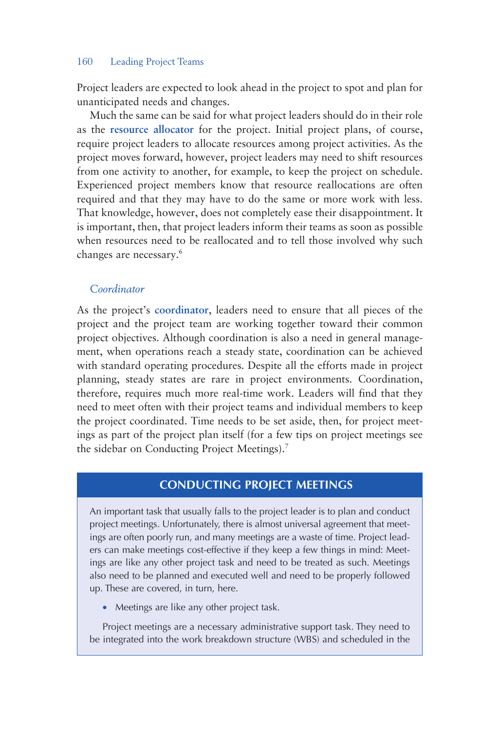Project leaders are expected to look ahead in the project to spot and plan for unanticipated needs and changes.

Much the same can be said for what project leaders should do in their role as the **resource allocator** for the project. Initial project plans, of course, require project leaders to allocate resources among project activities. As the project moves forward, however, project leaders may need to shift resources from one activity to another, for example, to keep the project on schedule. Experienced project members know that resource reallocations are often required and that they may have to do the same or more work with less. That knowledge, however, does not completely ease their disappointment. It is important, then, that project leaders inform their teams as soon as possible when resources need to be reallocated and to tell those involved why such changes are necessary.[6]

### *Coordinator*

As the project's **coordinator**, leaders need to ensure that all pieces of the project and the project team are working together toward their common project objectives. Although coordination is also a need in general management, when operations reach a steady state, coordination can be achieved with standard operating procedures. Despite all the efforts made in project planning, steady states are rare in project environments. Coordination, therefore, requires much more real-time work. Leaders will find that they need to meet often with their project teams and individual members to keep the project coordinated. Time needs to be set aside, then, for project meetings as part of the project plan itself (for a few tips on project meetings see the sidebar on Conducting Project Meetings).[7]

## CONDUCTING PROJECT MEETINGS

An important task that usually falls to the project leader is to plan and conduct project meetings. Unfortunately, there is almost universal agreement that meetings are often poorly run, and many meetings are a waste of time. Project leaders can make meetings cost-effective if they keep a few things in mind: Meetings are like any other project task and need to be treated as such. Meetings also need to be planned and executed well and need to be properly followed up. These are covered, in turn, here.

- Meetings are like any other project task.

Project meetings are a necessary administrative support task. They need to be integrated into the work breakdown structure (WBS) and scheduled in the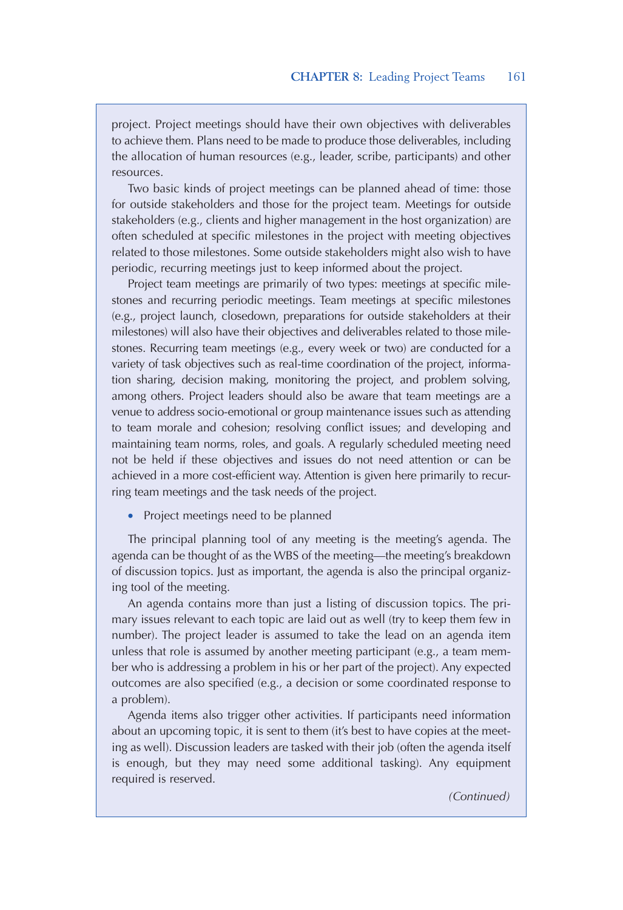project. Project meetings should have their own objectives with deliverables to achieve them. Plans need to be made to produce those deliverables, including the allocation of human resources (e.g., leader, scribe, participants) and other resources.

Two basic kinds of project meetings can be planned ahead of time: those for outside stakeholders and those for the project team. Meetings for outside stakeholders (e.g., clients and higher management in the host organization) are often scheduled at specific milestones in the project with meeting objectives related to those milestones. Some outside stakeholders might also wish to have periodic, recurring meetings just to keep informed about the project.

Project team meetings are primarily of two types: meetings at specific milestones and recurring periodic meetings. Team meetings at specific milestones (e.g., project launch, closedown, preparations for outside stakeholders at their milestones) will also have their objectives and deliverables related to those milestones. Recurring team meetings (e.g., every week or two) are conducted for a variety of task objectives such as real-time coordination of the project, information sharing, decision making, monitoring the project, and problem solving, among others. Project leaders should also be aware that team meetings are a venue to address socio-emotional or group maintenance issues such as attending to team morale and cohesion; resolving conflict issues; and developing and maintaining team norms, roles, and goals. A regularly scheduled meeting need not be held if these objectives and issues do not need attention or can be achieved in a more cost-efficient way. Attention is given here primarily to recurring team meetings and the task needs of the project.

- Project meetings need to be planned

The principal planning tool of any meeting is the meeting's agenda. The agenda can be thought of as the WBS of the meeting—the meeting's breakdown of discussion topics. Just as important, the agenda is also the principal organizing tool of the meeting.

An agenda contains more than just a listing of discussion topics. The primary issues relevant to each topic are laid out as well (try to keep them few in number). The project leader is assumed to take the lead on an agenda item unless that role is assumed by another meeting participant (e.g., a team member who is addressing a problem in his or her part of the project). Any expected outcomes are also specified (e.g., a decision or some coordinated response to a problem).

Agenda items also trigger other activities. If participants need information about an upcoming topic, it is sent to them (it's best to have copies at the meeting as well). Discussion leaders are tasked with their job (often the agenda itself is enough, but they may need some additional tasking). Any equipment required is reserved.

*(Continued)*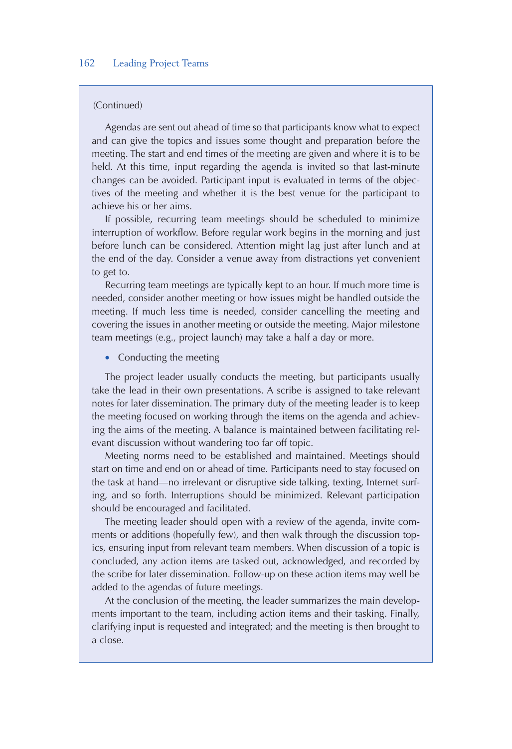(Continued)

Agendas are sent out ahead of time so that participants know what to expect and can give the topics and issues some thought and preparation before the meeting. The start and end times of the meeting are given and where it is to be held. At this time, input regarding the agenda is invited so that last-minute changes can be avoided. Participant input is evaluated in terms of the objectives of the meeting and whether it is the best venue for the participant to achieve his or her aims.

If possible, recurring team meetings should be scheduled to minimize interruption of workflow. Before regular work begins in the morning and just before lunch can be considered. Attention might lag just after lunch and at the end of the day. Consider a venue away from distractions yet convenient to get to.

Recurring team meetings are typically kept to an hour. If much more time is needed, consider another meeting or how issues might be handled outside the meeting. If much less time is needed, consider cancelling the meeting and covering the issues in another meeting or outside the meeting. Major milestone team meetings (e.g., project launch) may take a half a day or more.

- Conducting the meeting

The project leader usually conducts the meeting, but participants usually take the lead in their own presentations. A scribe is assigned to take relevant notes for later dissemination. The primary duty of the meeting leader is to keep the meeting focused on working through the items on the agenda and achieving the aims of the meeting. A balance is maintained between facilitating relevant discussion without wandering too far off topic.

Meeting norms need to be established and maintained. Meetings should start on time and end on or ahead of time. Participants need to stay focused on the task at hand—no irrelevant or disruptive side talking, texting, Internet surfing, and so forth. Interruptions should be minimized. Relevant participation should be encouraged and facilitated.

The meeting leader should open with a review of the agenda, invite comments or additions (hopefully few), and then walk through the discussion topics, ensuring input from relevant team members. When discussion of a topic is concluded, any action items are tasked out, acknowledged, and recorded by the scribe for later dissemination. Follow-up on these action items may well be added to the agendas of future meetings.

At the conclusion of the meeting, the leader summarizes the main developments important to the team, including action items and their tasking. Finally, clarifying input is requested and integrated; and the meeting is then brought to a close.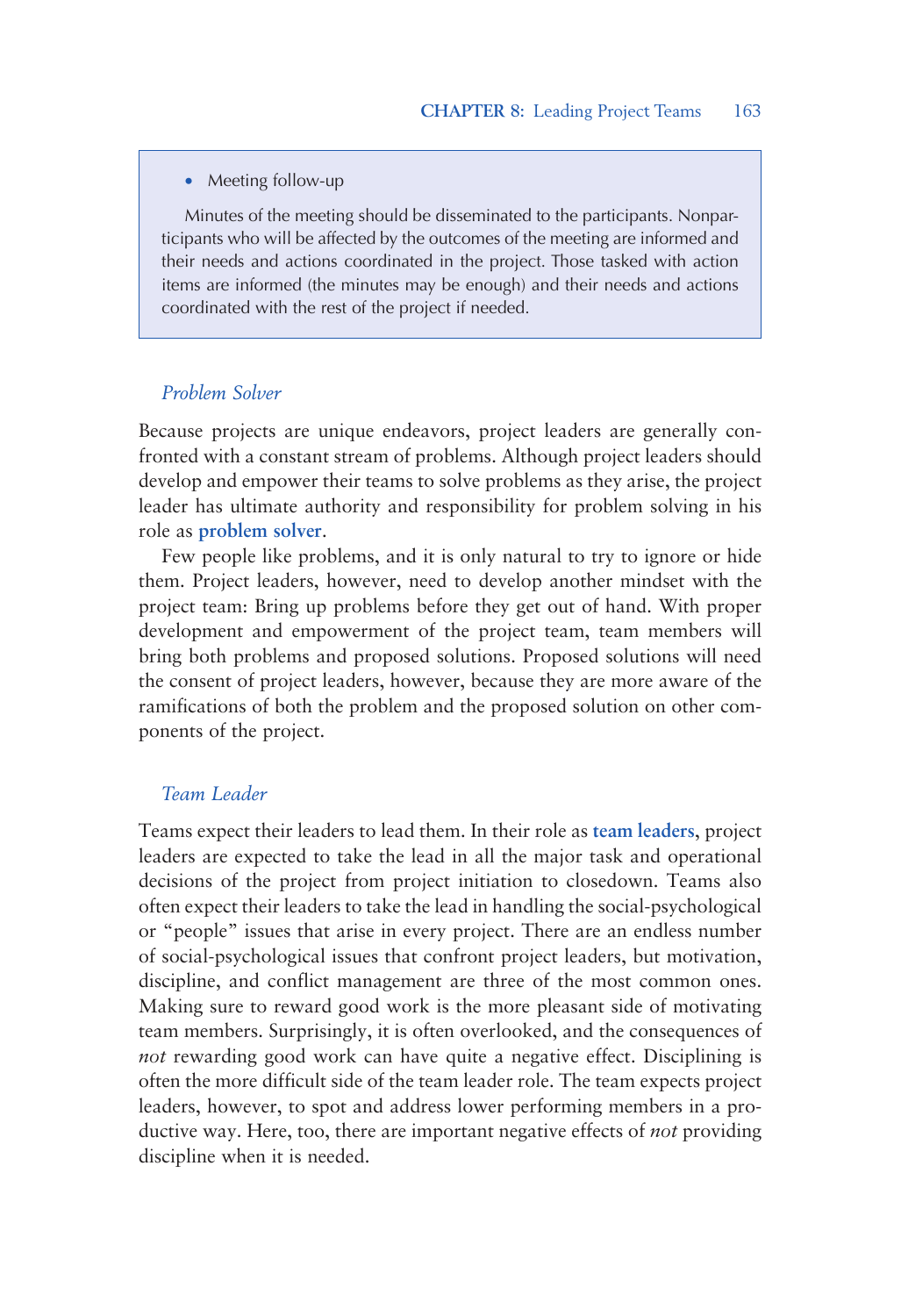- Meeting follow-up

Minutes of the meeting should be disseminated to the participants. Nonparticipants who will be affected by the outcomes of the meeting are informed and their needs and actions coordinated in the project. Those tasked with action items are informed (the minutes may be enough) and their needs and actions coordinated with the rest of the project if needed.

### *Problem Solver*

Because projects are unique endeavors, project leaders are generally confronted with a constant stream of problems. Although project leaders should develop and empower their teams to solve problems as they arise, the project leader has ultimate authority and responsibility for problem solving in his role as **problem solver**.

Few people like problems, and it is only natural to try to ignore or hide them. Project leaders, however, need to develop another mindset with the project team: Bring up problems before they get out of hand. With proper development and empowerment of the project team, team members will bring both problems and proposed solutions. Proposed solutions will need the consent of project leaders, however, because they are more aware of the ramifications of both the problem and the proposed solution on other components of the project.

### *Team Leader*

Teams expect their leaders to lead them. In their role as **team leaders**, project leaders are expected to take the lead in all the major task and operational decisions of the project from project initiation to closedown. Teams also often expect their leaders to take the lead in handling the social-psychological or "people" issues that arise in every project. There are an endless number of social-psychological issues that confront project leaders, but motivation, discipline, and conflict management are three of the most common ones. Making sure to reward good work is the more pleasant side of motivating team members. Surprisingly, it is often overlooked, and the consequences of *not* rewarding good work can have quite a negative effect. Disciplining is often the more difficult side of the team leader role. The team expects project leaders, however, to spot and address lower performing members in a productive way. Here, too, there are important negative effects of *not* providing discipline when it is needed.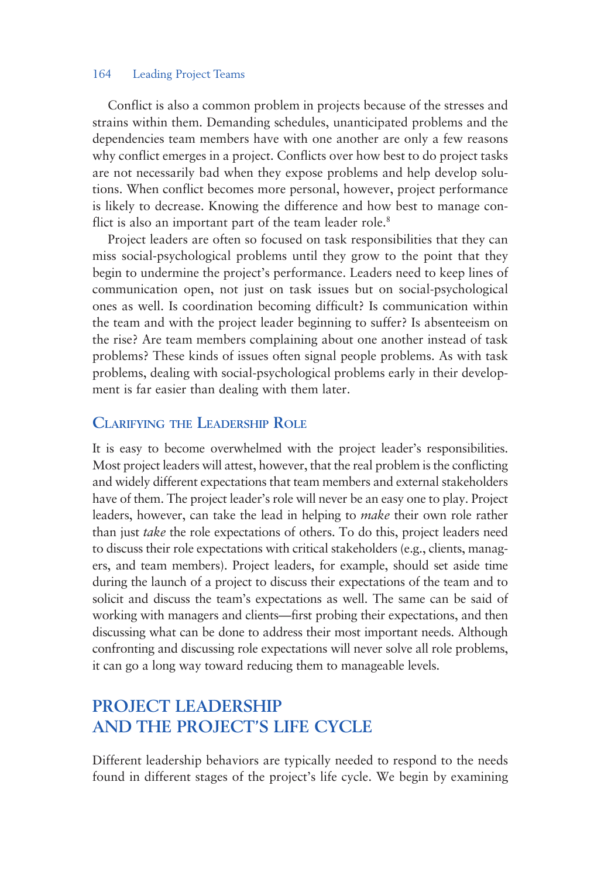Conflict is also a common problem in projects because of the stresses and strains within them. Demanding schedules, unanticipated problems and the dependencies team members have with one another are only a few reasons why conflict emerges in a project. Conflicts over how best to do project tasks are not necessarily bad when they expose problems and help develop solutions. When conflict becomes more personal, however, project performance is likely to decrease. Knowing the difference and how best to manage conflict is also an important part of the team leader role.[8]

Project leaders are often so focused on task responsibilities that they can miss social-psychological problems until they grow to the point that they begin to undermine the project's performance. Leaders need to keep lines of communication open, not just on task issues but on social-psychological ones as well. Is coordination becoming difficult? Is communication within the team and with the project leader beginning to suffer? Is absenteeism on the rise? Are team members complaining about one another instead of task problems? These kinds of issues often signal people problems. As with task problems, dealing with social-psychological problems early in their development is far easier than dealing with them later.

### Clarifying the Leadership Role

It is easy to become overwhelmed with the project leader's responsibilities. Most project leaders will attest, however, that the real problem is the conflicting and widely different expectations that team members and external stakeholders have of them. The project leader's role will never be an easy one to play. Project leaders, however, can take the lead in helping to *make* their own role rather than just *take* the role expectations of others. To do this, project leaders need to discuss their role expectations with critical stakeholders (e.g., clients, managers, and team members). Project leaders, for example, should set aside time during the launch of a project to discuss their expectations of the team and to solicit and discuss the team's expectations as well. The same can be said of working with managers and clients—first probing their expectations, and then discussing what can be done to address their most important needs. Although confronting and discussing role expectations will never solve all role problems, it can go a long way toward reducing them to manageable levels.

## PROJECT LEADERSHIP AND THE PROJECT'S LIFE CYCLE

Different leadership behaviors are typically needed to respond to the needs found in different stages of the project's life cycle. We begin by examining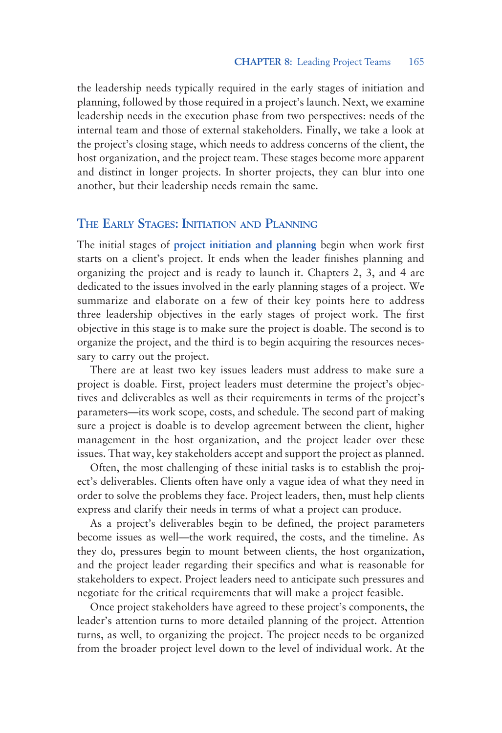the leadership needs typically required in the early stages of initiation and planning, followed by those required in a project's launch. Next, we examine leadership needs in the execution phase from two perspectives: needs of the internal team and those of external stakeholders. Finally, we take a look at the project's closing stage, which needs to address concerns of the client, the host organization, and the project team. These stages become more apparent and distinct in longer projects. In shorter projects, they can blur into one another, but their leadership needs remain the same.

## The Early Stages: Initiation and Planning

The initial stages of **project initiation and planning** begin when work first starts on a client's project. It ends when the leader finishes planning and organizing the project and is ready to launch it. Chapters 2, 3, and 4 are dedicated to the issues involved in the early planning stages of a project. We summarize and elaborate on a few of their key points here to address three leadership objectives in the early stages of project work. The first objective in this stage is to make sure the project is doable. The second is to organize the project, and the third is to begin acquiring the resources necessary to carry out the project.

There are at least two key issues leaders must address to make sure a project is doable. First, project leaders must determine the project's objectives and deliverables as well as their requirements in terms of the project's parameters—its work scope, costs, and schedule. The second part of making sure a project is doable is to develop agreement between the client, higher management in the host organization, and the project leader over these issues. That way, key stakeholders accept and support the project as planned.

Often, the most challenging of these initial tasks is to establish the project's deliverables. Clients often have only a vague idea of what they need in order to solve the problems they face. Project leaders, then, must help clients express and clarify their needs in terms of what a project can produce.

As a project's deliverables begin to be defined, the project parameters become issues as well—the work required, the costs, and the timeline. As they do, pressures begin to mount between clients, the host organization, and the project leader regarding their specifics and what is reasonable for stakeholders to expect. Project leaders need to anticipate such pressures and negotiate for the critical requirements that will make a project feasible.

Once project stakeholders have agreed to these project's components, the leader's attention turns to more detailed planning of the project. Attention turns, as well, to organizing the project. The project needs to be organized from the broader project level down to the level of individual work. At the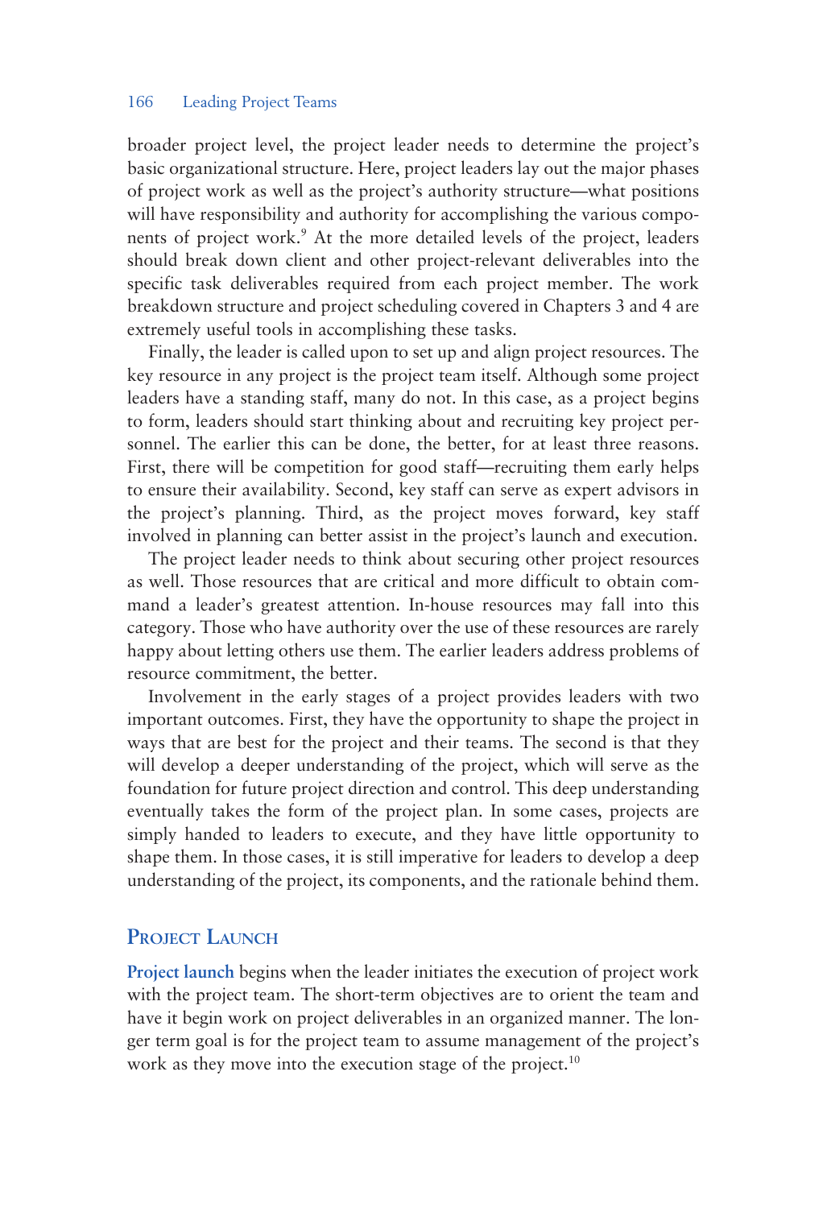broader project level, the project leader needs to determine the project's basic organizational structure. Here, project leaders lay out the major phases of project work as well as the project's authority structure—what positions will have responsibility and authority for accomplishing the various components of project work.[9] At the more detailed levels of the project, leaders should break down client and other project-relevant deliverables into the specific task deliverables required from each project member. The work breakdown structure and project scheduling covered in Chapters 3 and 4 are extremely useful tools in accomplishing these tasks.

Finally, the leader is called upon to set up and align project resources. The key resource in any project is the project team itself. Although some project leaders have a standing staff, many do not. In this case, as a project begins to form, leaders should start thinking about and recruiting key project personnel. The earlier this can be done, the better, for at least three reasons. First, there will be competition for good staff—recruiting them early helps to ensure their availability. Second, key staff can serve as expert advisors in the project's planning. Third, as the project moves forward, key staff involved in planning can better assist in the project's launch and execution.

The project leader needs to think about securing other project resources as well. Those resources that are critical and more difficult to obtain command a leader's greatest attention. In-house resources may fall into this category. Those who have authority over the use of these resources are rarely happy about letting others use them. The earlier leaders address problems of resource commitment, the better.

Involvement in the early stages of a project provides leaders with two important outcomes. First, they have the opportunity to shape the project in ways that are best for the project and their teams. The second is that they will develop a deeper understanding of the project, which will serve as the foundation for future project direction and control. This deep understanding eventually takes the form of the project plan. In some cases, projects are simply handed to leaders to execute, and they have little opportunity to shape them. In those cases, it is still imperative for leaders to develop a deep understanding of the project, its components, and the rationale behind them.

## Project Launch

**Project launch** begins when the leader initiates the execution of project work with the project team. The short-term objectives are to orient the team and have it begin work on project deliverables in an organized manner. The longer term goal is for the project team to assume management of the project's work as they move into the execution stage of the project.[10]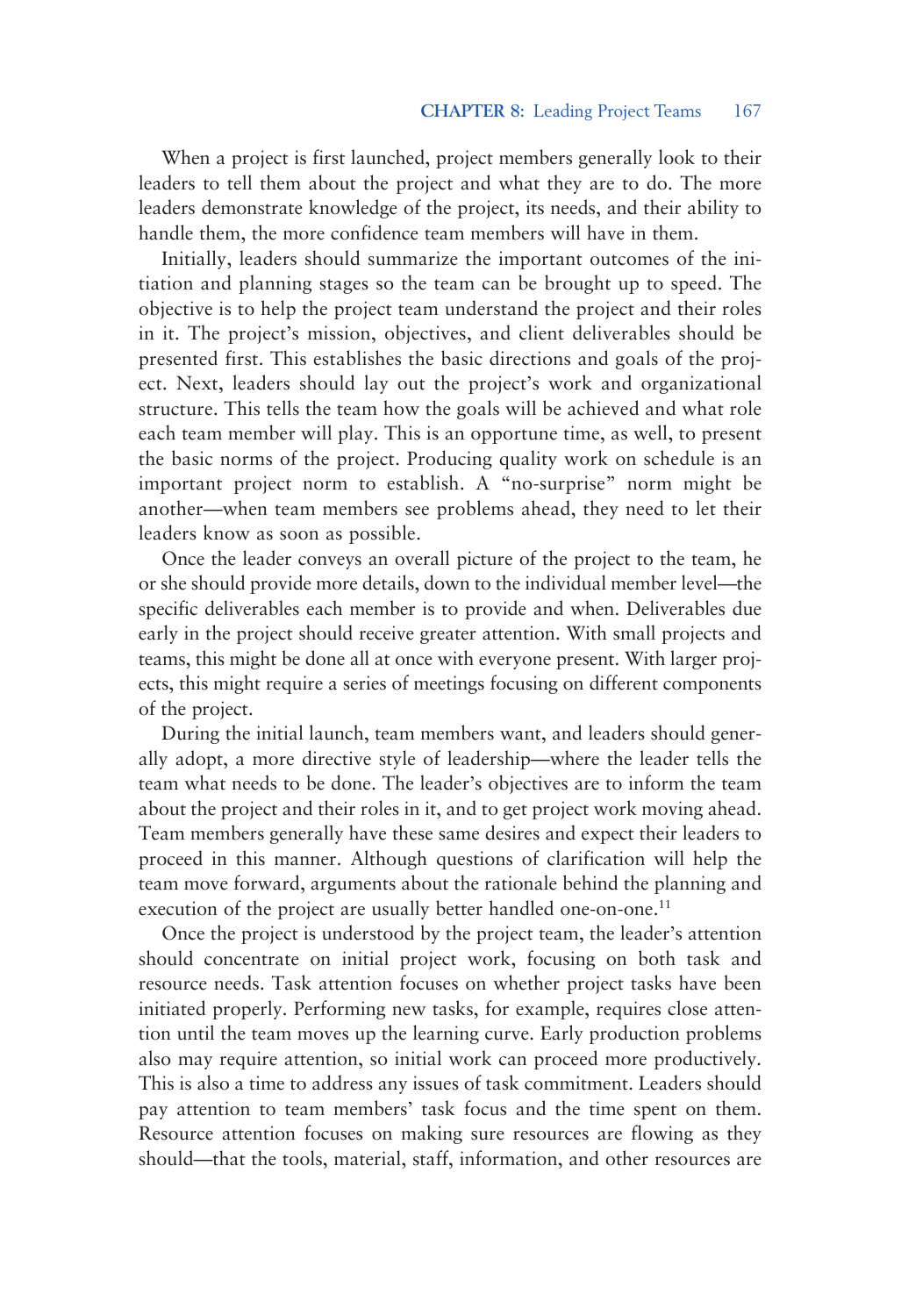When a project is first launched, project members generally look to their leaders to tell them about the project and what they are to do. The more leaders demonstrate knowledge of the project, its needs, and their ability to handle them, the more confidence team members will have in them.

Initially, leaders should summarize the important outcomes of the initiation and planning stages so the team can be brought up to speed. The objective is to help the project team understand the project and their roles in it. The project's mission, objectives, and client deliverables should be presented first. This establishes the basic directions and goals of the project. Next, leaders should lay out the project's work and organizational structure. This tells the team how the goals will be achieved and what role each team member will play. This is an opportune time, as well, to present the basic norms of the project. Producing quality work on schedule is an important project norm to establish. A "no-surprise" norm might be another—when team members see problems ahead, they need to let their leaders know as soon as possible.

Once the leader conveys an overall picture of the project to the team, he or she should provide more details, down to the individual member level—the specific deliverables each member is to provide and when. Deliverables due early in the project should receive greater attention. With small projects and teams, this might be done all at once with everyone present. With larger projects, this might require a series of meetings focusing on different components of the project.

During the initial launch, team members want, and leaders should generally adopt, a more directive style of leadership—where the leader tells the team what needs to be done. The leader's objectives are to inform the team about the project and their roles in it, and to get project work moving ahead. Team members generally have these same desires and expect their leaders to proceed in this manner. Although questions of clarification will help the team move forward, arguments about the rationale behind the planning and execution of the project are usually better handled one-on-one.[11]

Once the project is understood by the project team, the leader's attention should concentrate on initial project work, focusing on both task and resource needs. Task attention focuses on whether project tasks have been initiated properly. Performing new tasks, for example, requires close attention until the team moves up the learning curve. Early production problems also may require attention, so initial work can proceed more productively. This is also a time to address any issues of task commitment. Leaders should pay attention to team members' task focus and the time spent on them. Resource attention focuses on making sure resources are flowing as they should—that the tools, material, staff, information, and other resources are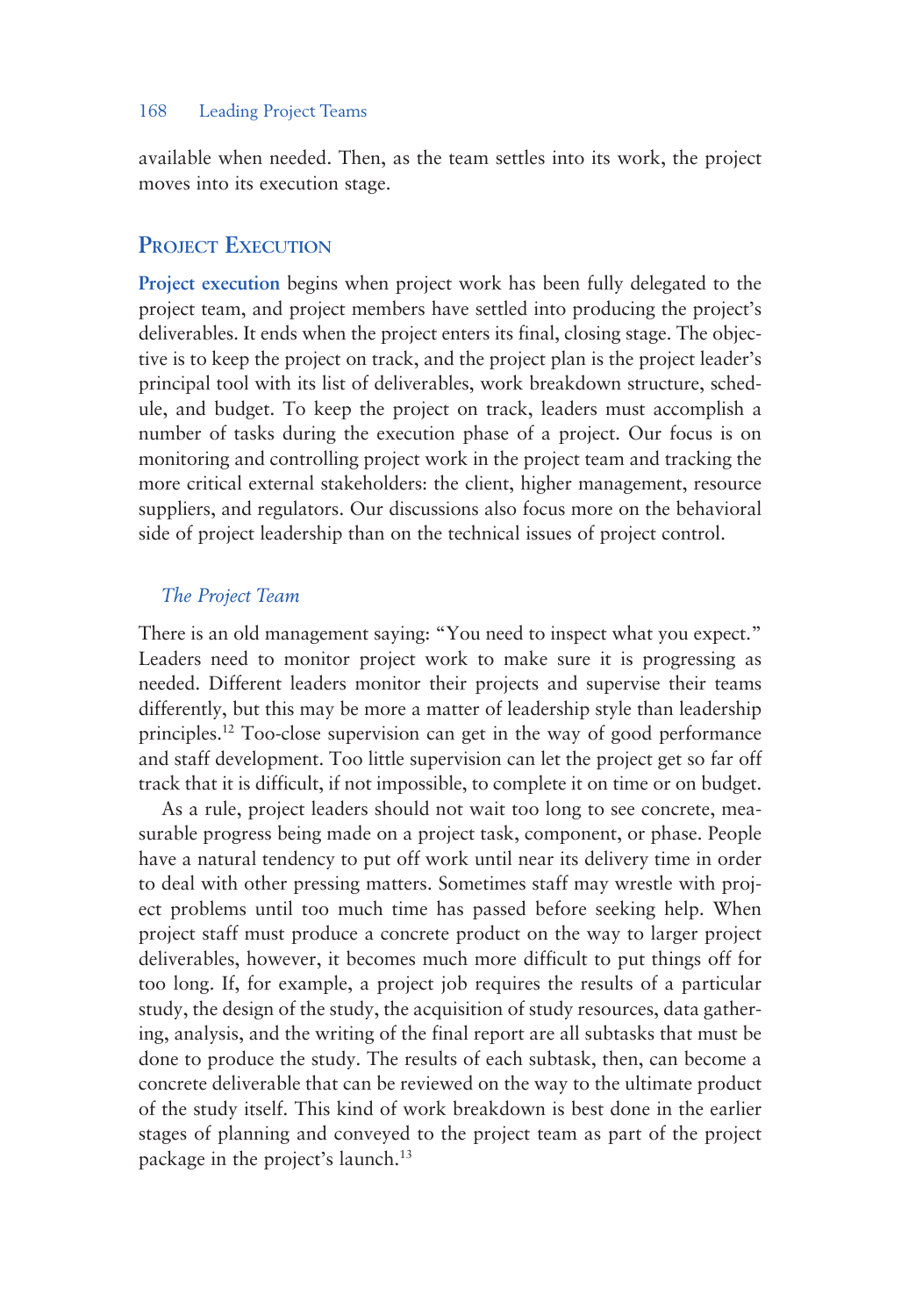available when needed. Then, as the team settles into its work, the project moves into its execution stage.

## Project Execution

**Project execution** begins when project work has been fully delegated to the project team, and project members have settled into producing the project's deliverables. It ends when the project enters its final, closing stage. The objective is to keep the project on track, and the project plan is the project leader's principal tool with its list of deliverables, work breakdown structure, schedule, and budget. To keep the project on track, leaders must accomplish a number of tasks during the execution phase of a project. Our focus is on monitoring and controlling project work in the project team and tracking the more critical external stakeholders: the client, higher management, resource suppliers, and regulators. Our discussions also focus more on the behavioral side of project leadership than on the technical issues of project control.

### *The Project Team*

There is an old management saying: "You need to inspect what you expect." Leaders need to monitor project work to make sure it is progressing as needed. Different leaders monitor their projects and supervise their teams differently, but this may be more a matter of leadership style than leadership principles.[12] Too-close supervision can get in the way of good performance and staff development. Too little supervision can let the project get so far off track that it is difficult, if not impossible, to complete it on time or on budget.

As a rule, project leaders should not wait too long to see concrete, measurable progress being made on a project task, component, or phase. People have a natural tendency to put off work until near its delivery time in order to deal with other pressing matters. Sometimes staff may wrestle with project problems until too much time has passed before seeking help. When project staff must produce a concrete product on the way to larger project deliverables, however, it becomes much more difficult to put things off for too long. If, for example, a project job requires the results of a particular study, the design of the study, the acquisition of study resources, data gathering, analysis, and the writing of the final report are all subtasks that must be done to produce the study. The results of each subtask, then, can become a concrete deliverable that can be reviewed on the way to the ultimate product of the study itself. This kind of work breakdown is best done in the earlier stages of planning and conveyed to the project team as part of the project package in the project's launch.[13]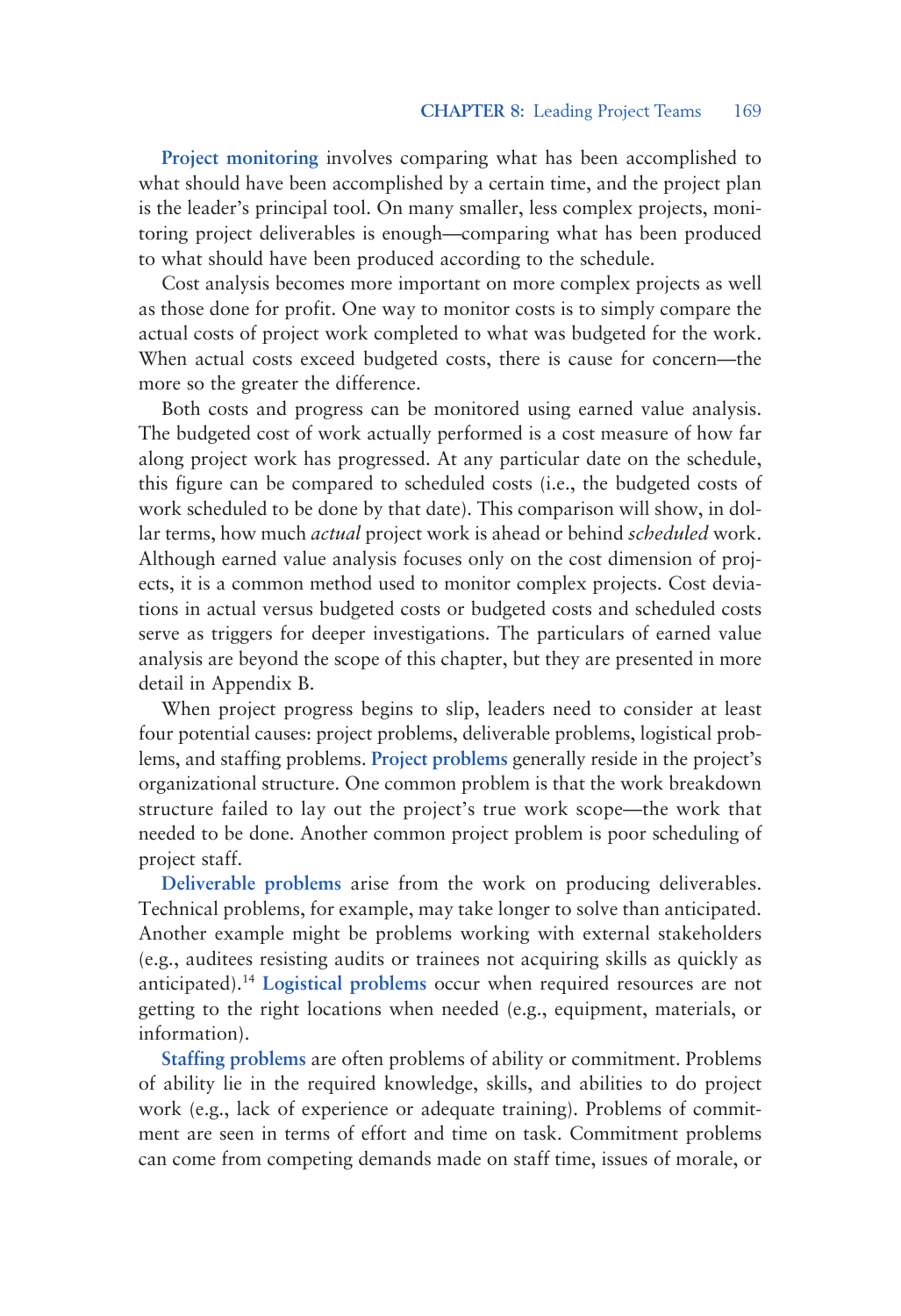**Project monitoring** involves comparing what has been accomplished to what should have been accomplished by a certain time, and the project plan is the leader's principal tool. On many smaller, less complex projects, monitoring project deliverables is enough—comparing what has been produced to what should have been produced according to the schedule.

Cost analysis becomes more important on more complex projects as well as those done for profit. One way to monitor costs is to simply compare the actual costs of project work completed to what was budgeted for the work. When actual costs exceed budgeted costs, there is cause for concern—the more so the greater the difference.

Both costs and progress can be monitored using earned value analysis. The budgeted cost of work actually performed is a cost measure of how far along project work has progressed. At any particular date on the schedule, this figure can be compared to scheduled costs (i.e., the budgeted costs of work scheduled to be done by that date). This comparison will show, in dollar terms, how much *actual* project work is ahead or behind *scheduled* work. Although earned value analysis focuses only on the cost dimension of projects, it is a common method used to monitor complex projects. Cost deviations in actual versus budgeted costs or budgeted costs and scheduled costs serve as triggers for deeper investigations. The particulars of earned value analysis are beyond the scope of this chapter, but they are presented in more detail in Appendix B.

When project progress begins to slip, leaders need to consider at least four potential causes: project problems, deliverable problems, logistical problems, and staffing problems. **Project problems** generally reside in the project's organizational structure. One common problem is that the work breakdown structure failed to lay out the project's true work scope—the work that needed to be done. Another common project problem is poor scheduling of project staff.

**Deliverable problems** arise from the work on producing deliverables. Technical problems, for example, may take longer to solve than anticipated. Another example might be problems working with external stakeholders (e.g., auditees resisting audits or trainees not acquiring skills as quickly as anticipated).[14] **Logistical problems** occur when required resources are not getting to the right locations when needed (e.g., equipment, materials, or information).

**Staffing problems** are often problems of ability or commitment. Problems of ability lie in the required knowledge, skills, and abilities to do project work (e.g., lack of experience or adequate training). Problems of commitment are seen in terms of effort and time on task. Commitment problems can come from competing demands made on staff time, issues of morale, or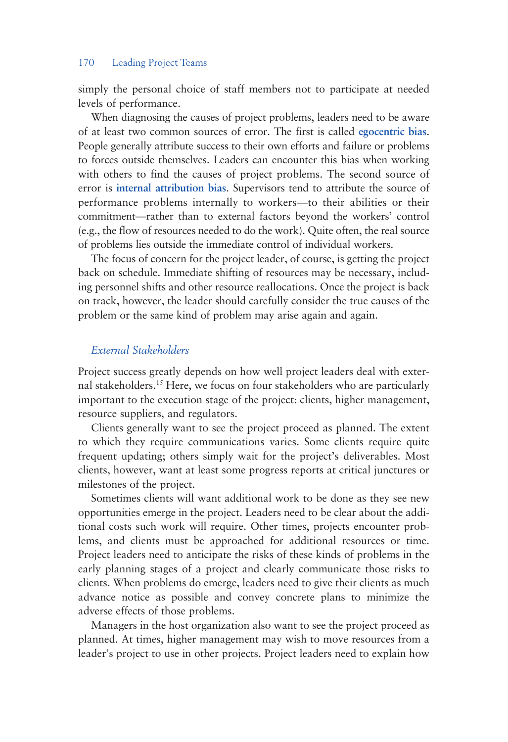simply the personal choice of staff members not to participate at needed levels of performance.

When diagnosing the causes of project problems, leaders need to be aware of at least two common sources of error. The first is called **egocentric bias**. People generally attribute success to their own efforts and failure or problems to forces outside themselves. Leaders can encounter this bias when working with others to find the causes of project problems. The second source of error is **internal attribution bias**. Supervisors tend to attribute the source of performance problems internally to workers—to their abilities or their commitment—rather than to external factors beyond the workers' control (e.g., the flow of resources needed to do the work). Quite often, the real source of problems lies outside the immediate control of individual workers.

The focus of concern for the project leader, of course, is getting the project back on schedule. Immediate shifting of resources may be necessary, including personnel shifts and other resource reallocations. Once the project is back on track, however, the leader should carefully consider the true causes of the problem or the same kind of problem may arise again and again.

### *External Stakeholders*

Project success greatly depends on how well project leaders deal with external stakeholders.[15] Here, we focus on four stakeholders who are particularly important to the execution stage of the project: clients, higher management, resource suppliers, and regulators.

Clients generally want to see the project proceed as planned. The extent to which they require communications varies. Some clients require quite frequent updating; others simply wait for the project's deliverables. Most clients, however, want at least some progress reports at critical junctures or milestones of the project.

Sometimes clients will want additional work to be done as they see new opportunities emerge in the project. Leaders need to be clear about the additional costs such work will require. Other times, projects encounter problems, and clients must be approached for additional resources or time. Project leaders need to anticipate the risks of these kinds of problems in the early planning stages of a project and clearly communicate those risks to clients. When problems do emerge, leaders need to give their clients as much advance notice as possible and convey concrete plans to minimize the adverse effects of those problems.

Managers in the host organization also want to see the project proceed as planned. At times, higher management may wish to move resources from a leader's project to use in other projects. Project leaders need to explain how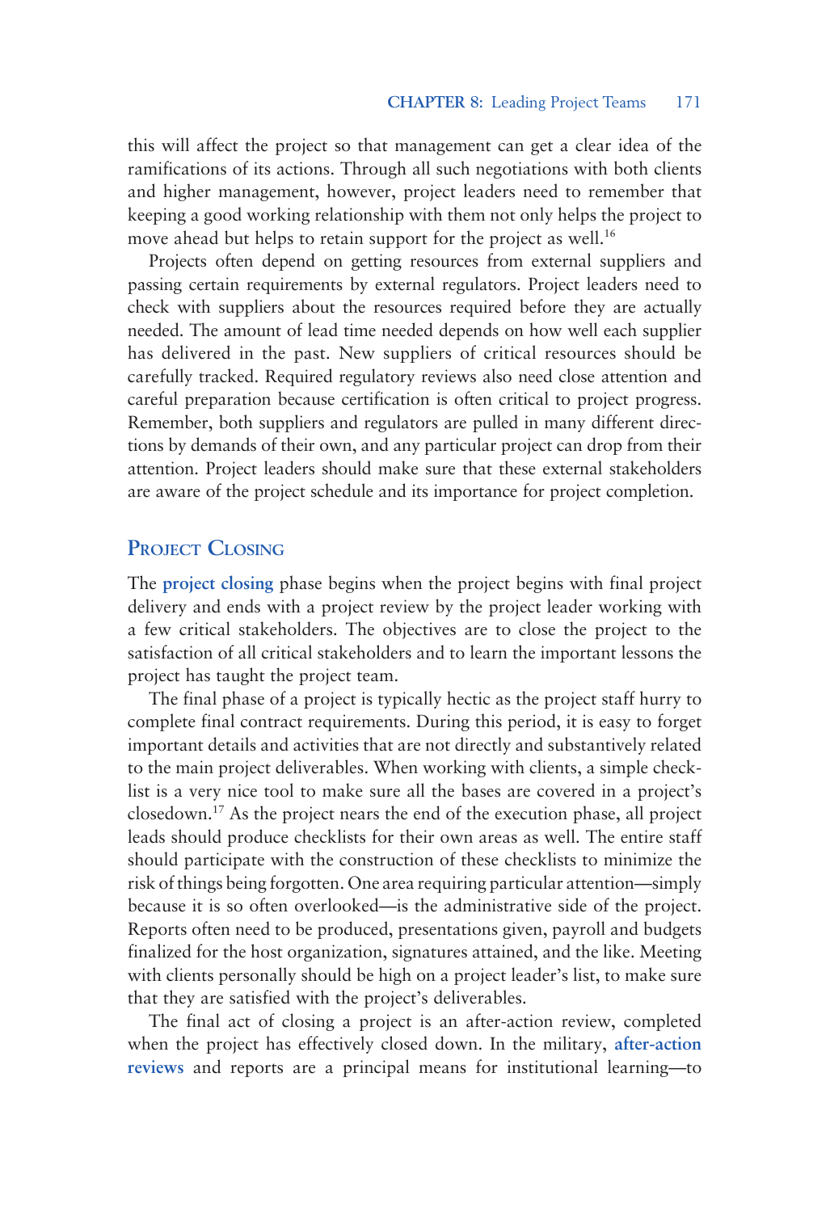this will affect the project so that management can get a clear idea of the ramifications of its actions. Through all such negotiations with both clients and higher management, however, project leaders need to remember that keeping a good working relationship with them not only helps the project to move ahead but helps to retain support for the project as well.[16]

Projects often depend on getting resources from external suppliers and passing certain requirements by external regulators. Project leaders need to check with suppliers about the resources required before they are actually needed. The amount of lead time needed depends on how well each supplier has delivered in the past. New suppliers of critical resources should be carefully tracked. Required regulatory reviews also need close attention and careful preparation because certification is often critical to project progress. Remember, both suppliers and regulators are pulled in many different directions by demands of their own, and any particular project can drop from their attention. Project leaders should make sure that these external stakeholders are aware of the project schedule and its importance for project completion.

## Project Closing

The **project closing** phase begins when the project begins with final project delivery and ends with a project review by the project leader working with a few critical stakeholders. The objectives are to close the project to the satisfaction of all critical stakeholders and to learn the important lessons the project has taught the project team.

The final phase of a project is typically hectic as the project staff hurry to complete final contract requirements. During this period, it is easy to forget important details and activities that are not directly and substantively related to the main project deliverables. When working with clients, a simple checklist is a very nice tool to make sure all the bases are covered in a project's closedown.[17] As the project nears the end of the execution phase, all project leads should produce checklists for their own areas as well. The entire staff should participate with the construction of these checklists to minimize the risk of things being forgotten. One area requiring particular attention—simply because it is so often overlooked—is the administrative side of the project. Reports often need to be produced, presentations given, payroll and budgets finalized for the host organization, signatures attained, and the like. Meeting with clients personally should be high on a project leader's list, to make sure that they are satisfied with the project's deliverables.

The final act of closing a project is an after-action review, completed when the project has effectively closed down. In the military, **after-action reviews** and reports are a principal means for institutional learning—to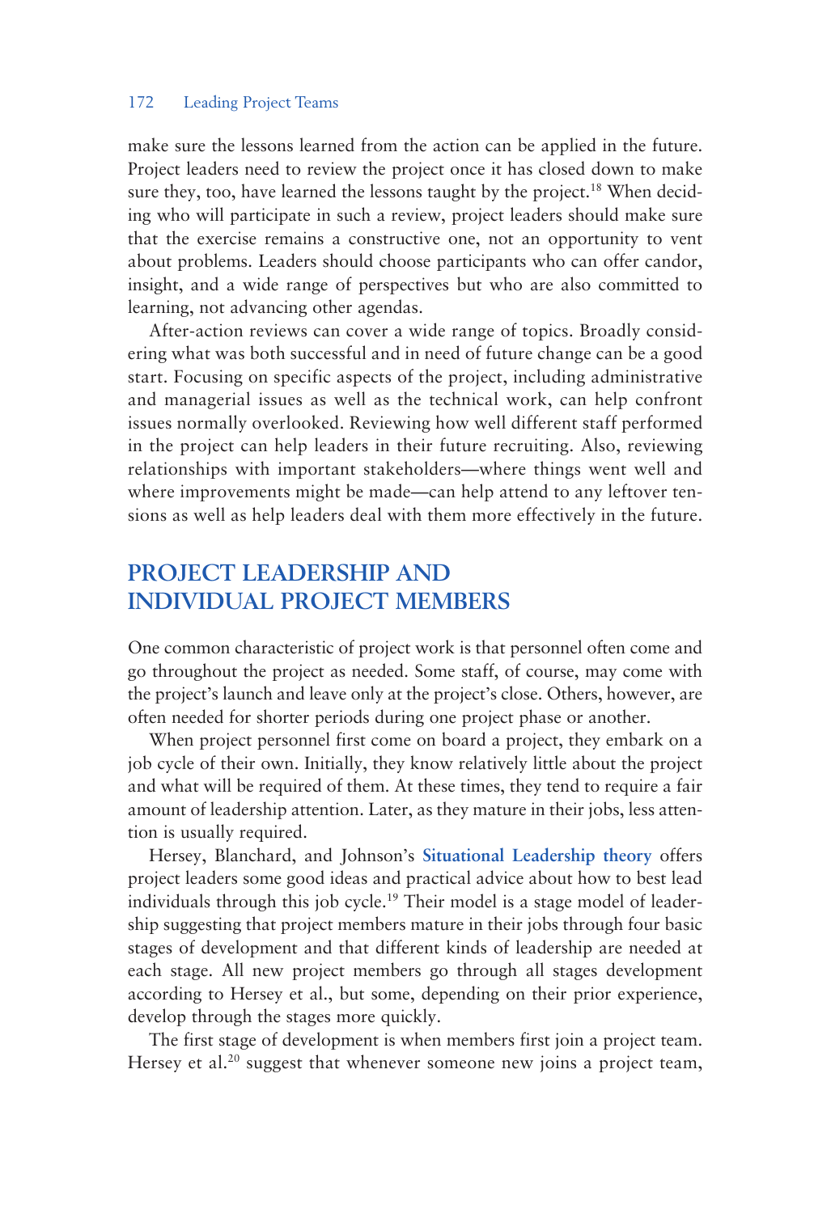make sure the lessons learned from the action can be applied in the future. Project leaders need to review the project once it has closed down to make sure they, too, have learned the lessons taught by the project.[18] When deciding who will participate in such a review, project leaders should make sure that the exercise remains a constructive one, not an opportunity to vent about problems. Leaders should choose participants who can offer candor, insight, and a wide range of perspectives but who are also committed to learning, not advancing other agendas.

After-action reviews can cover a wide range of topics. Broadly considering what was both successful and in need of future change can be a good start. Focusing on specific aspects of the project, including administrative and managerial issues as well as the technical work, can help confront issues normally overlooked. Reviewing how well different staff performed in the project can help leaders in their future recruiting. Also, reviewing relationships with important stakeholders—where things went well and where improvements might be made—can help attend to any leftover tensions as well as help leaders deal with them more effectively in the future.

## PROJECT LEADERSHIP AND INDIVIDUAL PROJECT MEMBERS

One common characteristic of project work is that personnel often come and go throughout the project as needed. Some staff, of course, may come with the project's launch and leave only at the project's close. Others, however, are often needed for shorter periods during one project phase or another.

When project personnel first come on board a project, they embark on a job cycle of their own. Initially, they know relatively little about the project and what will be required of them. At these times, they tend to require a fair amount of leadership attention. Later, as they mature in their jobs, less attention is usually required.

Hersey, Blanchard, and Johnson's **Situational Leadership theory** offers project leaders some good ideas and practical advice about how to best lead individuals through this job cycle.[19] Their model is a stage model of leadership suggesting that project members mature in their jobs through four basic stages of development and that different kinds of leadership are needed at each stage. All new project members go through all stages development according to Hersey et al., but some, depending on their prior experience, develop through the stages more quickly.

The first stage of development is when members first join a project team. Hersey et al.[20] suggest that whenever someone new joins a project team,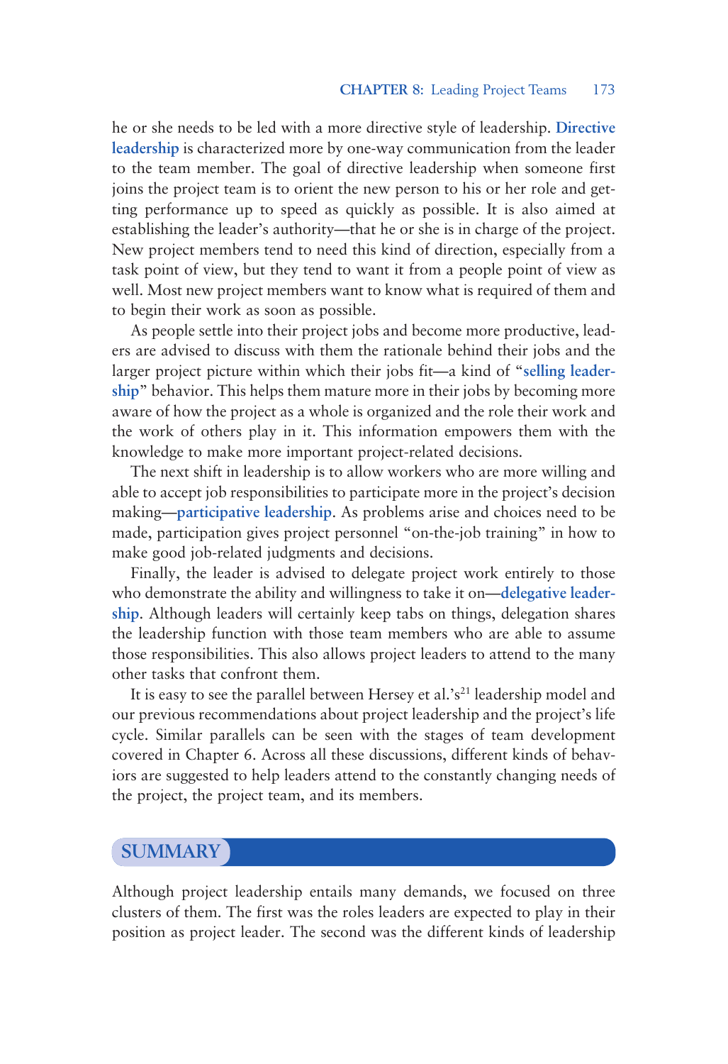he or she needs to be led with a more directive style of leadership. **Directive leadership** is characterized more by one-way communication from the leader to the team member. The goal of directive leadership when someone first joins the project team is to orient the new person to his or her role and getting performance up to speed as quickly as possible. It is also aimed at establishing the leader's authority—that he or she is in charge of the project. New project members tend to need this kind of direction, especially from a task point of view, but they tend to want it from a people point of view as well. Most new project members want to know what is required of them and to begin their work as soon as possible.

As people settle into their project jobs and become more productive, leaders are advised to discuss with them the rationale behind their jobs and the larger project picture within which their jobs fit—a kind of "**selling leadership**" behavior. This helps them mature more in their jobs by becoming more aware of how the project as a whole is organized and the role their work and the work of others play in it. This information empowers them with the knowledge to make more important project-related decisions.

The next shift in leadership is to allow workers who are more willing and able to accept job responsibilities to participate more in the project's decision making—**participative leadership**. As problems arise and choices need to be made, participation gives project personnel "on-the-job training" in how to make good job-related judgments and decisions.

Finally, the leader is advised to delegate project work entirely to those who demonstrate the ability and willingness to take it on—**delegative leadership**. Although leaders will certainly keep tabs on things, delegation shares the leadership function with those team members who are able to assume those responsibilities. This also allows project leaders to attend to the many other tasks that confront them.

It is easy to see the parallel between Hersey et al.'s[21] leadership model and our previous recommendations about project leadership and the project's life cycle. Similar parallels can be seen with the stages of team development covered in Chapter 6. Across all these discussions, different kinds of behaviors are suggested to help leaders attend to the constantly changing needs of the project, the project team, and its members.

## SUMMARY

Although project leadership entails many demands, we focused on three clusters of them. The first was the roles leaders are expected to play in their position as project leader. The second was the different kinds of leadership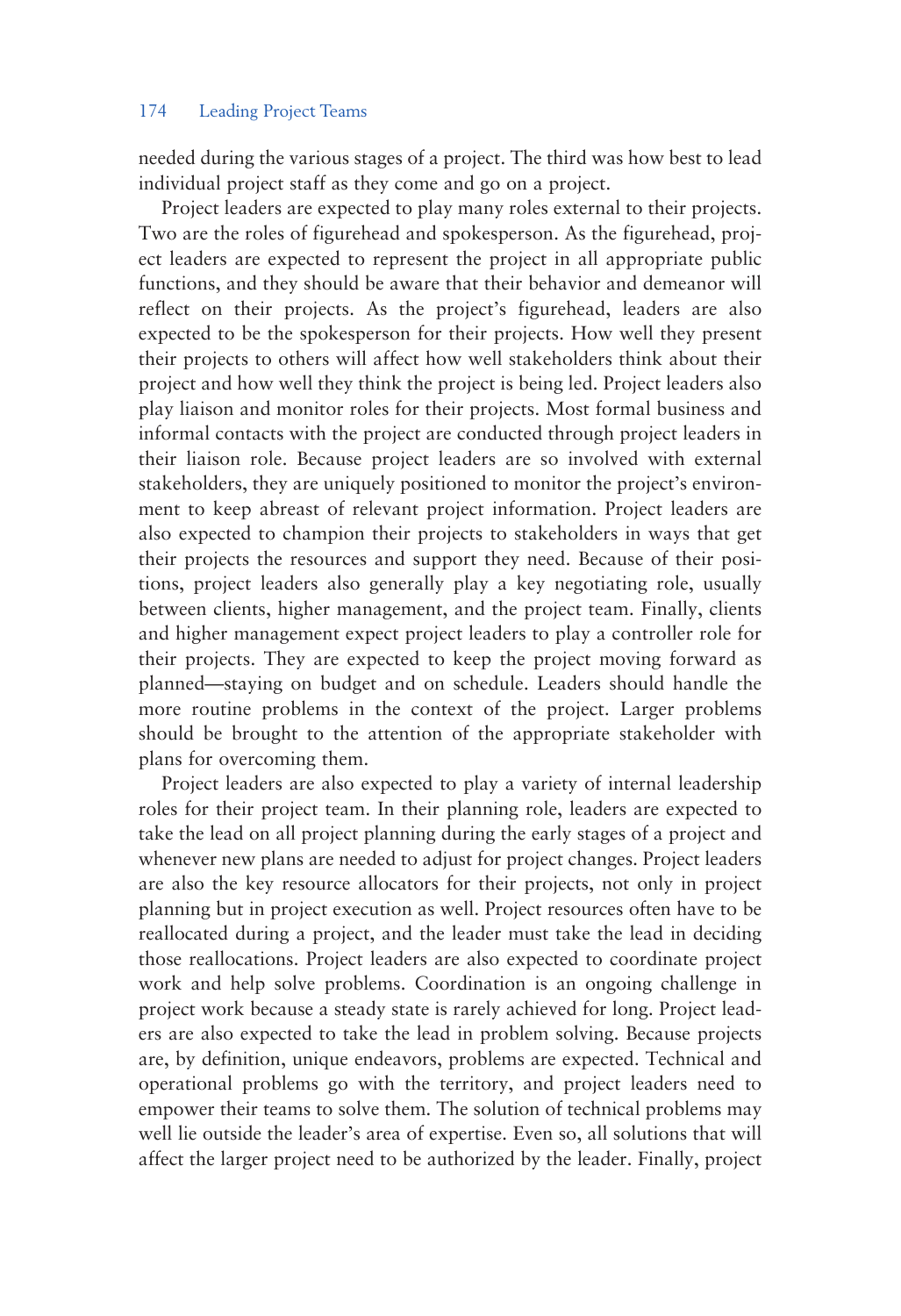needed during the various stages of a project. The third was how best to lead individual project staff as they come and go on a project.

Project leaders are expected to play many roles external to their projects. Two are the roles of figurehead and spokesperson. As the figurehead, project leaders are expected to represent the project in all appropriate public functions, and they should be aware that their behavior and demeanor will reflect on their projects. As the project's figurehead, leaders are also expected to be the spokesperson for their projects. How well they present their projects to others will affect how well stakeholders think about their project and how well they think the project is being led. Project leaders also play liaison and monitor roles for their projects. Most formal business and informal contacts with the project are conducted through project leaders in their liaison role. Because project leaders are so involved with external stakeholders, they are uniquely positioned to monitor the project's environment to keep abreast of relevant project information. Project leaders are also expected to champion their projects to stakeholders in ways that get their projects the resources and support they need. Because of their positions, project leaders also generally play a key negotiating role, usually between clients, higher management, and the project team. Finally, clients and higher management expect project leaders to play a controller role for their projects. They are expected to keep the project moving forward as planned—staying on budget and on schedule. Leaders should handle the more routine problems in the context of the project. Larger problems should be brought to the attention of the appropriate stakeholder with plans for overcoming them.

Project leaders are also expected to play a variety of internal leadership roles for their project team. In their planning role, leaders are expected to take the lead on all project planning during the early stages of a project and whenever new plans are needed to adjust for project changes. Project leaders are also the key resource allocators for their projects, not only in project planning but in project execution as well. Project resources often have to be reallocated during a project, and the leader must take the lead in deciding those reallocations. Project leaders are also expected to coordinate project work and help solve problems. Coordination is an ongoing challenge in project work because a steady state is rarely achieved for long. Project leaders are also expected to take the lead in problem solving. Because projects are, by definition, unique endeavors, problems are expected. Technical and operational problems go with the territory, and project leaders need to empower their teams to solve them. The solution of technical problems may well lie outside the leader's area of expertise. Even so, all solutions that will affect the larger project need to be authorized by the leader. Finally, project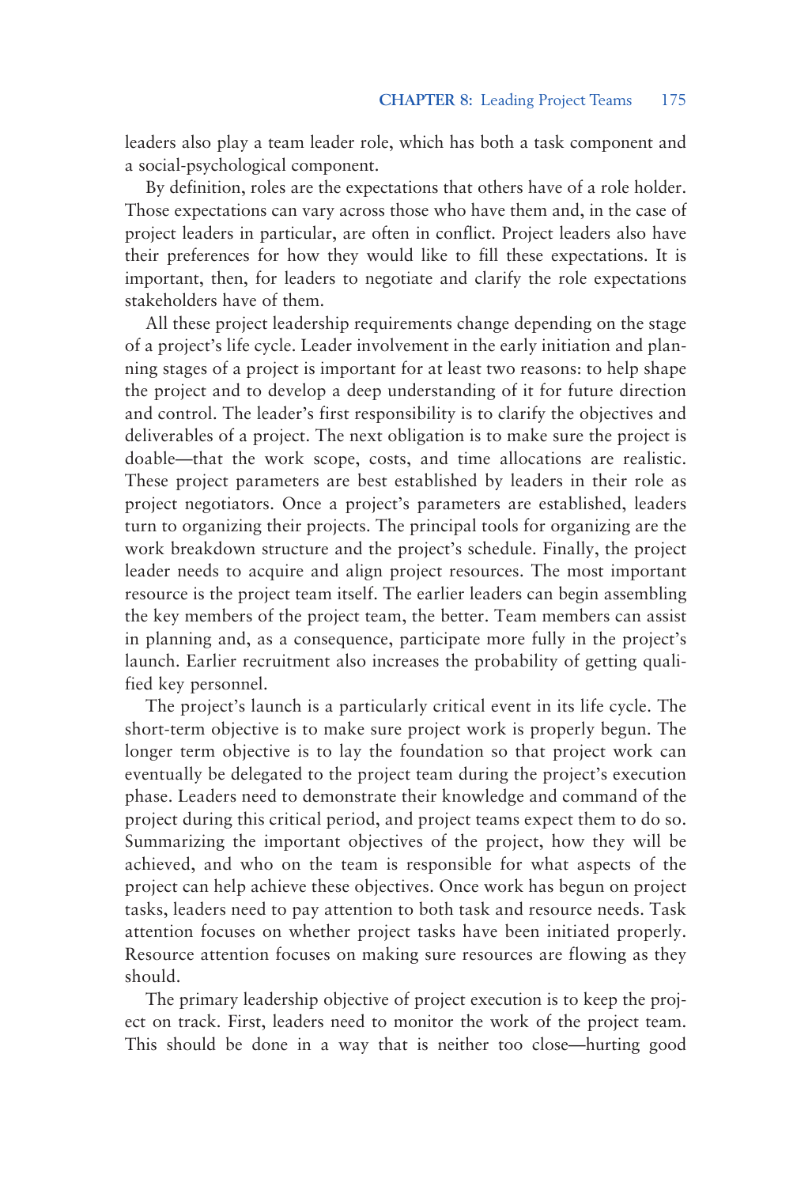leaders also play a team leader role, which has both a task component and a social-psychological component.

By definition, roles are the expectations that others have of a role holder. Those expectations can vary across those who have them and, in the case of project leaders in particular, are often in conflict. Project leaders also have their preferences for how they would like to fill these expectations. It is important, then, for leaders to negotiate and clarify the role expectations stakeholders have of them.

All these project leadership requirements change depending on the stage of a project's life cycle. Leader involvement in the early initiation and planning stages of a project is important for at least two reasons: to help shape the project and to develop a deep understanding of it for future direction and control. The leader's first responsibility is to clarify the objectives and deliverables of a project. The next obligation is to make sure the project is doable—that the work scope, costs, and time allocations are realistic. These project parameters are best established by leaders in their role as project negotiators. Once a project's parameters are established, leaders turn to organizing their projects. The principal tools for organizing are the work breakdown structure and the project's schedule. Finally, the project leader needs to acquire and align project resources. The most important resource is the project team itself. The earlier leaders can begin assembling the key members of the project team, the better. Team members can assist in planning and, as a consequence, participate more fully in the project's launch. Earlier recruitment also increases the probability of getting qualified key personnel.

The project's launch is a particularly critical event in its life cycle. The short-term objective is to make sure project work is properly begun. The longer term objective is to lay the foundation so that project work can eventually be delegated to the project team during the project's execution phase. Leaders need to demonstrate their knowledge and command of the project during this critical period, and project teams expect them to do so. Summarizing the important objectives of the project, how they will be achieved, and who on the team is responsible for what aspects of the project can help achieve these objectives. Once work has begun on project tasks, leaders need to pay attention to both task and resource needs. Task attention focuses on whether project tasks have been initiated properly. Resource attention focuses on making sure resources are flowing as they should.

The primary leadership objective of project execution is to keep the project on track. First, leaders need to monitor the work of the project team. This should be done in a way that is neither too close—hurting good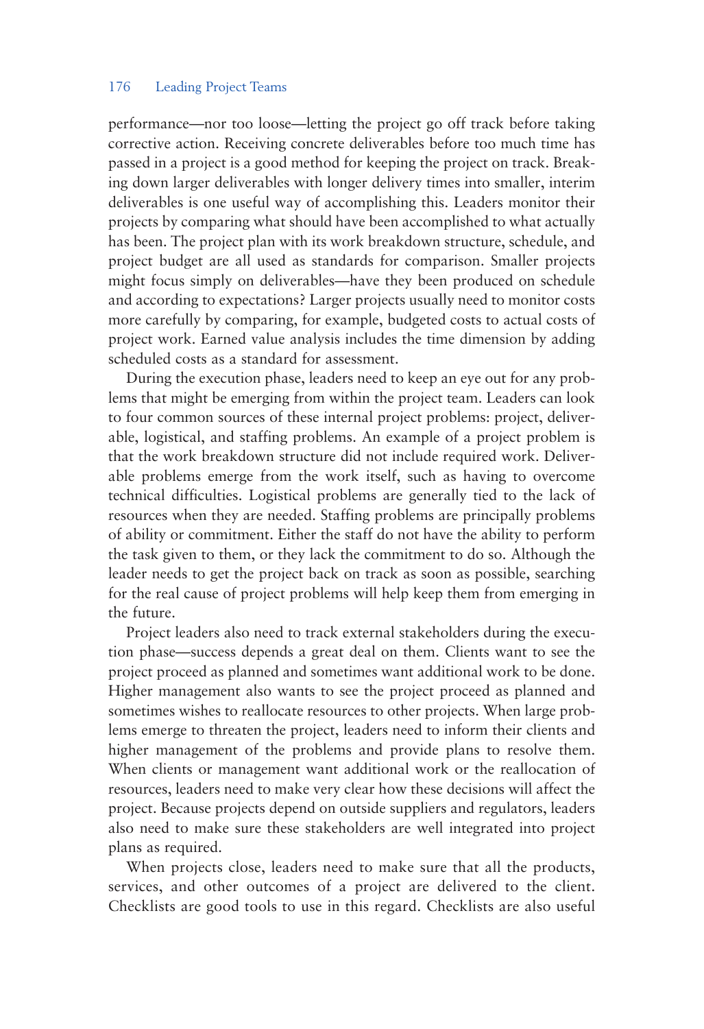performance—nor too loose—letting the project go off track before taking corrective action. Receiving concrete deliverables before too much time has passed in a project is a good method for keeping the project on track. Breaking down larger deliverables with longer delivery times into smaller, interim deliverables is one useful way of accomplishing this. Leaders monitor their projects by comparing what should have been accomplished to what actually has been. The project plan with its work breakdown structure, schedule, and project budget are all used as standards for comparison. Smaller projects might focus simply on deliverables—have they been produced on schedule and according to expectations? Larger projects usually need to monitor costs more carefully by comparing, for example, budgeted costs to actual costs of project work. Earned value analysis includes the time dimension by adding scheduled costs as a standard for assessment.

During the execution phase, leaders need to keep an eye out for any problems that might be emerging from within the project team. Leaders can look to four common sources of these internal project problems: project, deliverable, logistical, and staffing problems. An example of a project problem is that the work breakdown structure did not include required work. Deliverable problems emerge from the work itself, such as having to overcome technical difficulties. Logistical problems are generally tied to the lack of resources when they are needed. Staffing problems are principally problems of ability or commitment. Either the staff do not have the ability to perform the task given to them, or they lack the commitment to do so. Although the leader needs to get the project back on track as soon as possible, searching for the real cause of project problems will help keep them from emerging in the future.

Project leaders also need to track external stakeholders during the execution phase—success depends a great deal on them. Clients want to see the project proceed as planned and sometimes want additional work to be done. Higher management also wants to see the project proceed as planned and sometimes wishes to reallocate resources to other projects. When large problems emerge to threaten the project, leaders need to inform their clients and higher management of the problems and provide plans to resolve them. When clients or management want additional work or the reallocation of resources, leaders need to make very clear how these decisions will affect the project. Because projects depend on outside suppliers and regulators, leaders also need to make sure these stakeholders are well integrated into project plans as required.

When projects close, leaders need to make sure that all the products, services, and other outcomes of a project are delivered to the client. Checklists are good tools to use in this regard. Checklists are also useful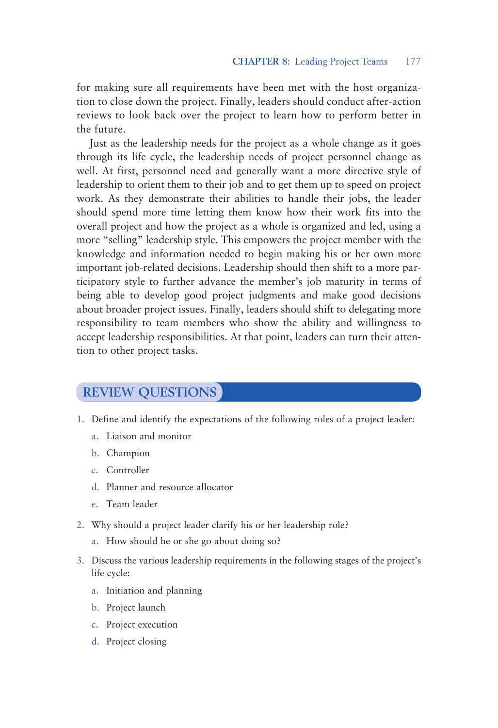for making sure all requirements have been met with the host organization to close down the project. Finally, leaders should conduct after-action reviews to look back over the project to learn how to perform better in the future.

Just as the leadership needs for the project as a whole change as it goes through its life cycle, the leadership needs of project personnel change as well. At first, personnel need and generally want a more directive style of leadership to orient them to their job and to get them up to speed on project work. As they demonstrate their abilities to handle their jobs, the leader should spend more time letting them know how their work fits into the overall project and how the project as a whole is organized and led, using a more "selling" leadership style. This empowers the project member with the knowledge and information needed to begin making his or her own more important job-related decisions. Leadership should then shift to a more participatory style to further advance the member's job maturity in terms of being able to develop good project judgments and make good decisions about broader project issues. Finally, leaders should shift to delegating more responsibility to team members who show the ability and willingness to accept leadership responsibilities. At that point, leaders can turn their attention to other project tasks.

## REVIEW QUESTIONS

1. Define and identify the expectations of the following roles of a project leader:
   a. Liaison and monitor
   b. Champion
   c. Controller
   d. Planner and resource allocator
   e. Team leader
2. Why should a project leader clarify his or her leadership role?
   a. How should he or she go about doing so?
3. Discuss the various leadership requirements in the following stages of the project's life cycle:
   a. Initiation and planning
   b. Project launch
   c. Project execution
   d. Project closing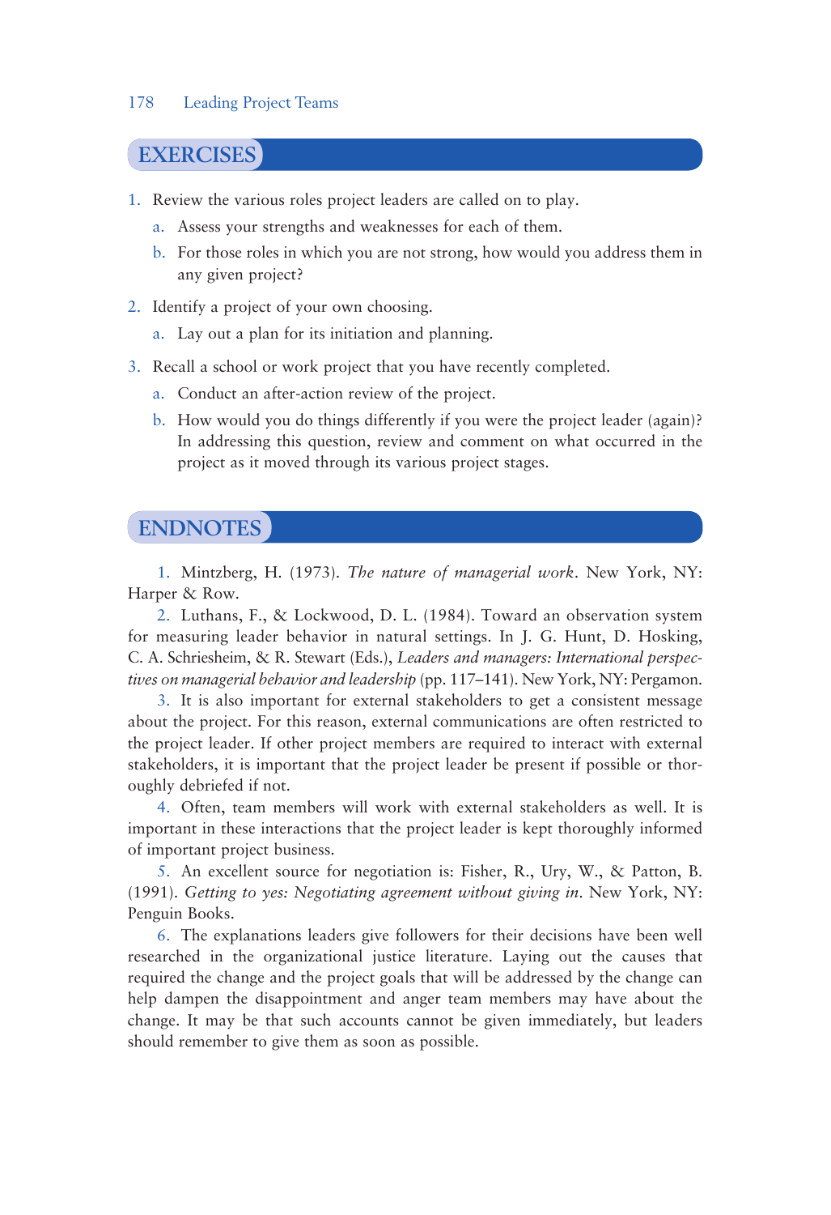## EXERCISES

1. Review the various roles project leaders are called on to play.
   a. Assess your strengths and weaknesses for each of them.
   b. For those roles in which you are not strong, how would you address them in any given project?
2. Identify a project of your own choosing.
   a. Lay out a plan for its initiation and planning.
3. Recall a school or work project that you have recently completed.
   a. Conduct an after-action review of the project.
   b. How would you do things differently if you were the project leader (again)? In addressing this question, review and comment on what occurred in the project as it moved through its various project stages.

## ENDNOTES

1. Mintzberg, H. (1973). *The nature of managerial work*. New York, NY: Harper & Row.

2. Luthans, F., & Lockwood, D. L. (1984). Toward an observation system for measuring leader behavior in natural settings. In J. G. Hunt, D. Hosking, C. A. Schriesheim, & R. Stewart (Eds.), *Leaders and managers: International perspectives on managerial behavior and leadership* (pp. 117–141). New York, NY: Pergamon.

3. It is also important for external stakeholders to get a consistent message about the project. For this reason, external communications are often restricted to the project leader. If other project members are required to interact with external stakeholders, it is important that the project leader be present if possible or thoroughly debriefed if not.

4. Often, team members will work with external stakeholders as well. It is important in these interactions that the project leader is kept thoroughly informed of important project business.

5. An excellent source for negotiation is: Fisher, R., Ury, W., & Patton, B. (1991). *Getting to yes: Negotiating agreement without giving in*. New York, NY: Penguin Books.

6. The explanations leaders give followers for their decisions have been well researched in the organizational justice literature. Laying out the causes that required the change and the project goals that will be addressed by the change can help dampen the disappointment and anger team members may have about the change. It may be that such accounts cannot be given immediately, but leaders should remember to give them as soon as possible.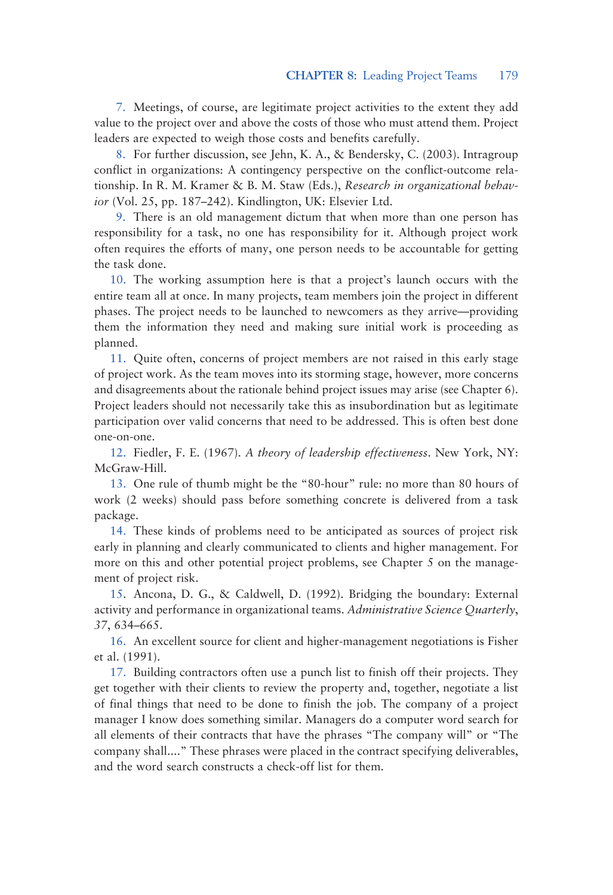7. Meetings, of course, are legitimate project activities to the extent they add value to the project over and above the costs of those who must attend them. Project leaders are expected to weigh those costs and benefits carefully.

8. For further discussion, see Jehn, K. A., & Bendersky, C. (2003). Intragroup conflict in organizations: A contingency perspective on the conflict-outcome relationship. In R. M. Kramer & B. M. Staw (Eds.), *Research in organizational behavior* (Vol. 25, pp. 187–242). Kindlington, UK: Elsevier Ltd.

9. There is an old management dictum that when more than one person has responsibility for a task, no one has responsibility for it. Although project work often requires the efforts of many, one person needs to be accountable for getting the task done.

10. The working assumption here is that a project's launch occurs with the entire team all at once. In many projects, team members join the project in different phases. The project needs to be launched to newcomers as they arrive—providing them the information they need and making sure initial work is proceeding as planned.

11. Quite often, concerns of project members are not raised in this early stage of project work. As the team moves into its storming stage, however, more concerns and disagreements about the rationale behind project issues may arise (see Chapter 6). Project leaders should not necessarily take this as insubordination but as legitimate participation over valid concerns that need to be addressed. This is often best done one-on-one.

12. Fiedler, F. E. (1967). *A theory of leadership effectiveness*. New York, NY: McGraw-Hill.

13. One rule of thumb might be the "80-hour" rule: no more than 80 hours of work (2 weeks) should pass before something concrete is delivered from a task package.

14. These kinds of problems need to be anticipated as sources of project risk early in planning and clearly communicated to clients and higher management. For more on this and other potential project problems, see Chapter 5 on the management of project risk.

15. Ancona, D. G., & Caldwell, D. (1992). Bridging the boundary: External activity and performance in organizational teams. *Administrative Science Quarterly*, *37*, 634–665.

16. An excellent source for client and higher-management negotiations is Fisher et al. (1991).

17. Building contractors often use a punch list to finish off their projects. They get together with their clients to review the property and, together, negotiate a list of final things that need to be done to finish the job. The company of a project manager I know does something similar. Managers do a computer word search for all elements of their contracts that have the phrases "The company will" or "The company shall...." These phrases were placed in the contract specifying deliverables, and the word search constructs a check-off list for them.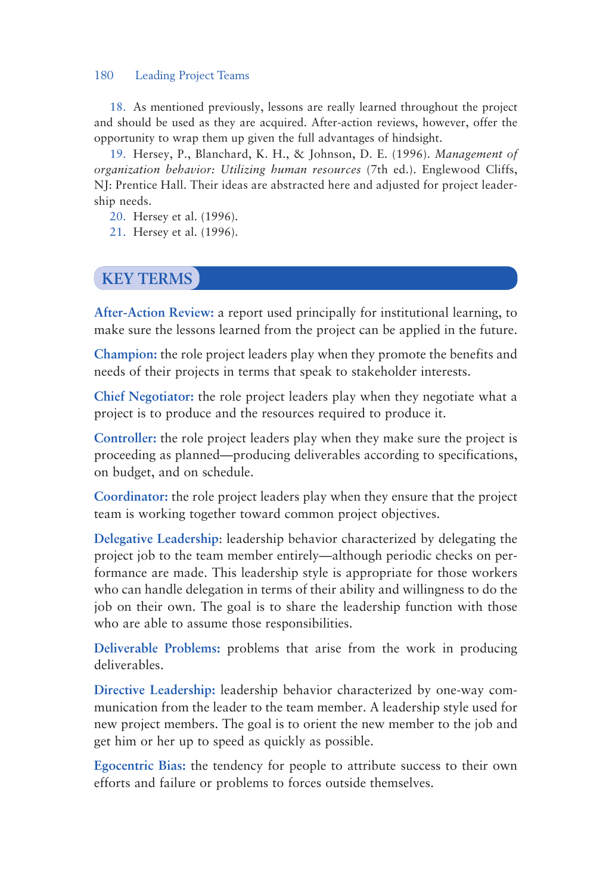18. As mentioned previously, lessons are really learned throughout the project and should be used as they are acquired. After-action reviews, however, offer the opportunity to wrap them up given the full advantages of hindsight.

19. Hersey, P., Blanchard, K. H., & Johnson, D. E. (1996). *Management of organization behavior: Utilizing human resources* (7th ed.). Englewood Cliffs, NJ: Prentice Hall. Their ideas are abstracted here and adjusted for project leadership needs.

20. Hersey et al. (1996).

21. Hersey et al. (1996).

## KEY TERMS

**After-Action Review:** a report used principally for institutional learning, to make sure the lessons learned from the project can be applied in the future.

**Champion:** the role project leaders play when they promote the benefits and needs of their projects in terms that speak to stakeholder interests.

**Chief Negotiator:** the role project leaders play when they negotiate what a project is to produce and the resources required to produce it.

**Controller:** the role project leaders play when they make sure the project is proceeding as planned—producing deliverables according to specifications, on budget, and on schedule.

**Coordinator:** the role project leaders play when they ensure that the project team is working together toward common project objectives.

**Delegative Leadership**: leadership behavior characterized by delegating the project job to the team member entirely—although periodic checks on performance are made. This leadership style is appropriate for those workers who can handle delegation in terms of their ability and willingness to do the job on their own. The goal is to share the leadership function with those who are able to assume those responsibilities.

**Deliverable Problems:** problems that arise from the work in producing deliverables.

**Directive Leadership:** leadership behavior characterized by one-way communication from the leader to the team member. A leadership style used for new project members. The goal is to orient the new member to the job and get him or her up to speed as quickly as possible.

**Egocentric Bias:** the tendency for people to attribute success to their own efforts and failure or problems to forces outside themselves.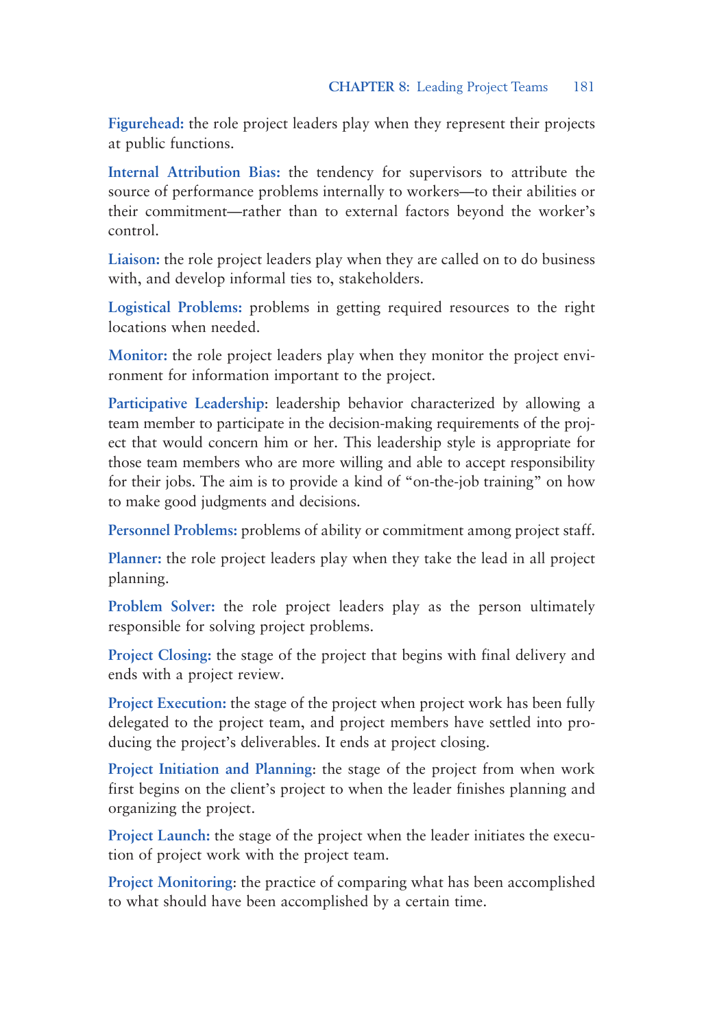**Figurehead:** the role project leaders play when they represent their projects at public functions.

**Internal Attribution Bias:** the tendency for supervisors to attribute the source of performance problems internally to workers—to their abilities or their commitment—rather than to external factors beyond the worker's control.

**Liaison:** the role project leaders play when they are called on to do business with, and develop informal ties to, stakeholders.

**Logistical Problems:** problems in getting required resources to the right locations when needed.

**Monitor:** the role project leaders play when they monitor the project environment for information important to the project.

**Participative Leadership**: leadership behavior characterized by allowing a team member to participate in the decision-making requirements of the project that would concern him or her. This leadership style is appropriate for those team members who are more willing and able to accept responsibility for their jobs. The aim is to provide a kind of "on-the-job training" on how to make good judgments and decisions.

**Personnel Problems:** problems of ability or commitment among project staff.

**Planner:** the role project leaders play when they take the lead in all project planning.

**Problem Solver:** the role project leaders play as the person ultimately responsible for solving project problems.

**Project Closing:** the stage of the project that begins with final delivery and ends with a project review.

**Project Execution:** the stage of the project when project work has been fully delegated to the project team, and project members have settled into producing the project's deliverables. It ends at project closing.

**Project Initiation and Planning**: the stage of the project from when work first begins on the client's project to when the leader finishes planning and organizing the project.

**Project Launch:** the stage of the project when the leader initiates the execution of project work with the project team.

**Project Monitoring**: the practice of comparing what has been accomplished to what should have been accomplished by a certain time.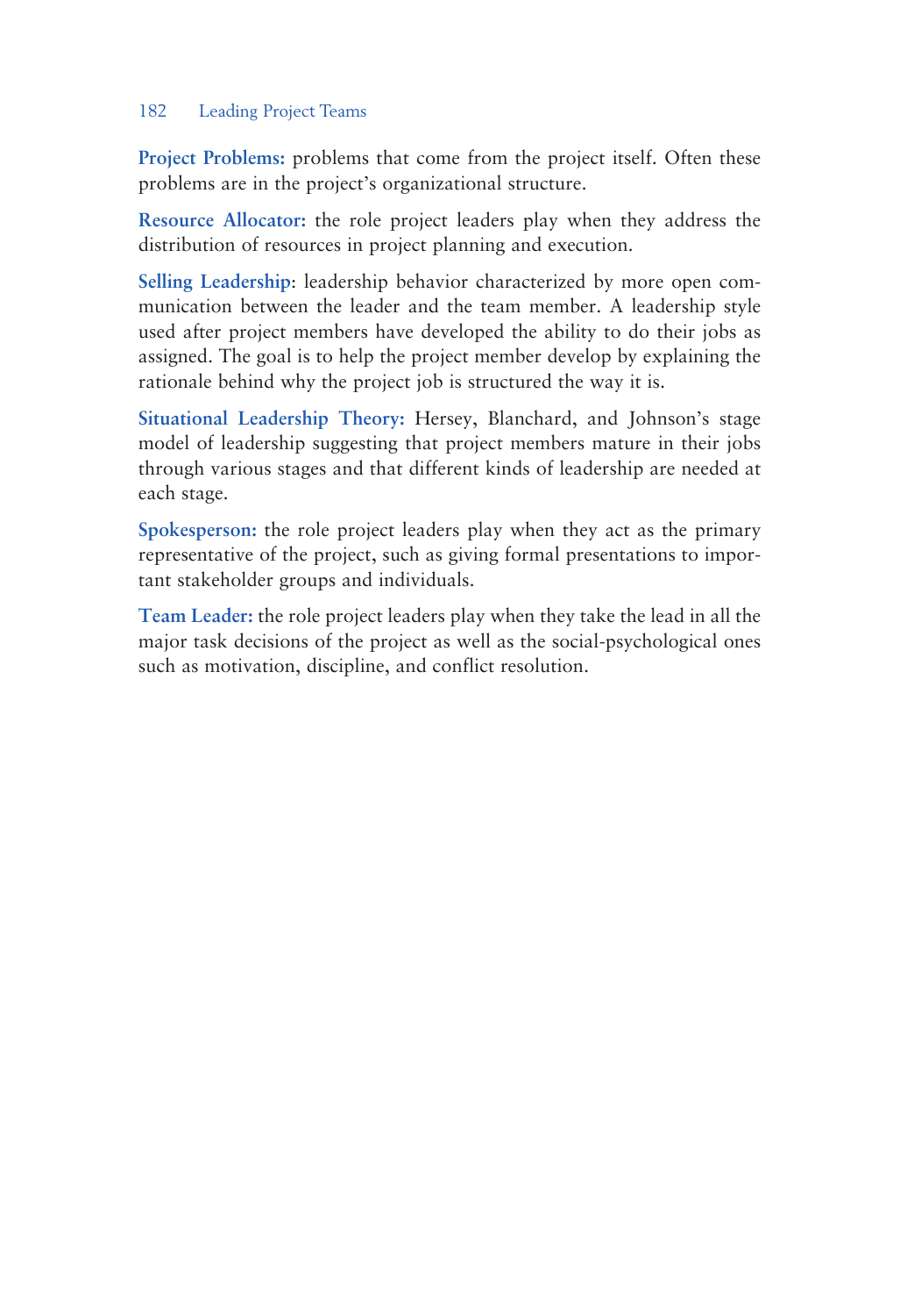**Project Problems:** problems that come from the project itself. Often these problems are in the project's organizational structure.

**Resource Allocator:** the role project leaders play when they address the distribution of resources in project planning and execution.

**Selling Leadership**: leadership behavior characterized by more open communication between the leader and the team member. A leadership style used after project members have developed the ability to do their jobs as assigned. The goal is to help the project member develop by explaining the rationale behind why the project job is structured the way it is.

**Situational Leadership Theory:** Hersey, Blanchard, and Johnson's stage model of leadership suggesting that project members mature in their jobs through various stages and that different kinds of leadership are needed at each stage.

**Spokesperson:** the role project leaders play when they act as the primary representative of the project, such as giving formal presentations to important stakeholder groups and individuals.

**Team Leader:** the role project leaders play when they take the lead in all the major task decisions of the project as well as the social-psychological ones such as motivation, discipline, and conflict resolution.